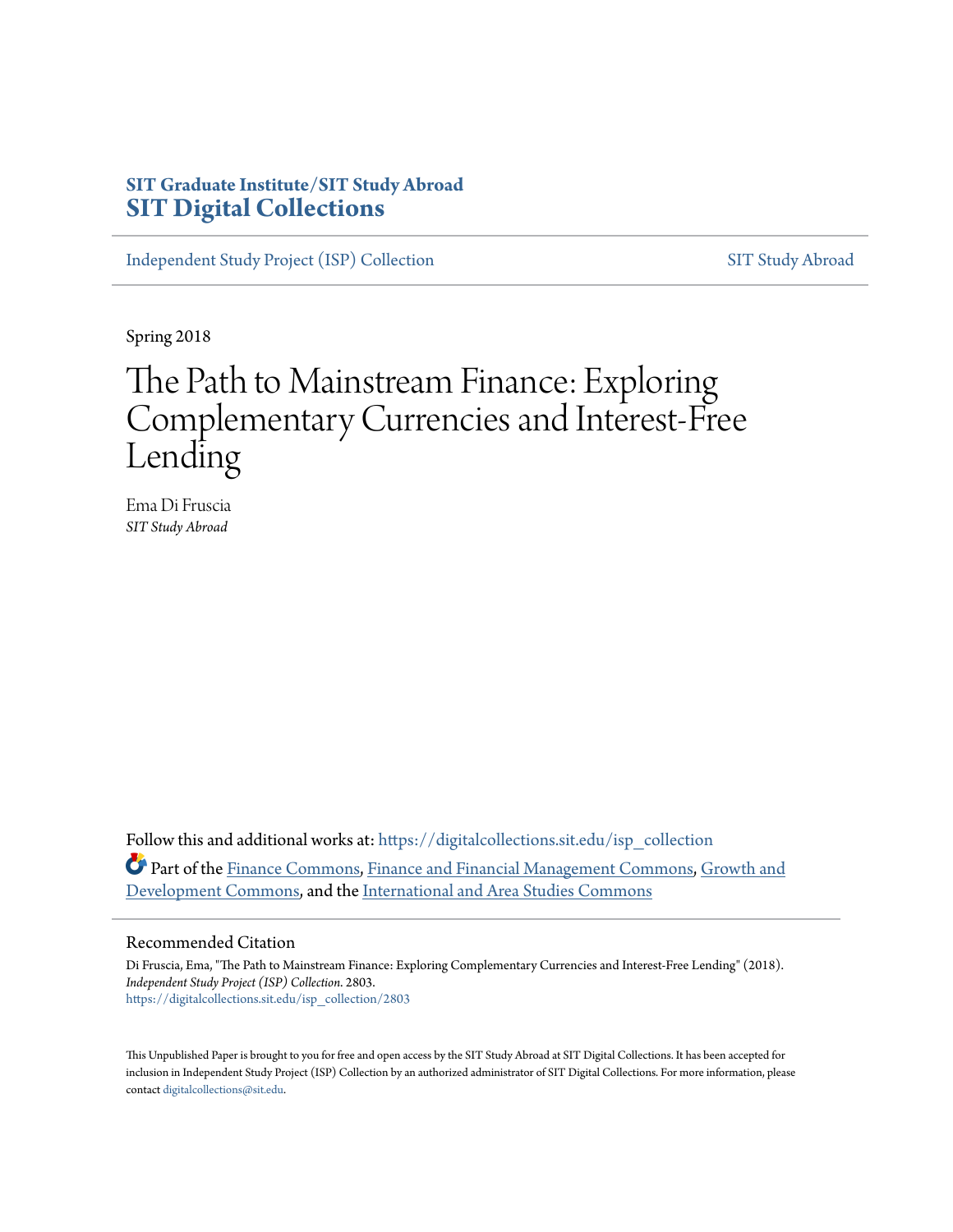**SIT Graduate Institute/SIT Study Abroad**
# SIT Digital Collections

Independent Study Project (ISP) Collection | SIT Study Abroad

Spring 2018

# The Path to Mainstream Finance: Exploring Complementary Currencies and Interest-Free Lending

Ema Di Fruscia
*SIT Study Abroad*

Follow this and additional works at: https://digitalcollections.sit.edu/isp_collection

Part of the Finance Commons, Finance and Financial Management Commons, Growth and Development Commons, and the International and Area Studies Commons

## Recommended Citation

Di Fruscia, Ema, "The Path to Mainstream Finance: Exploring Complementary Currencies and Interest-Free Lending" (2018). *Independent Study Project (ISP) Collection*. 2803.
https://digitalcollections.sit.edu/isp_collection/2803

This Unpublished Paper is brought to you for free and open access by the SIT Study Abroad at SIT Digital Collections. It has been accepted for inclusion in Independent Study Project (ISP) Collection by an authorized administrator of SIT Digital Collections. For more information, please contact digitalcollections@sit.edu.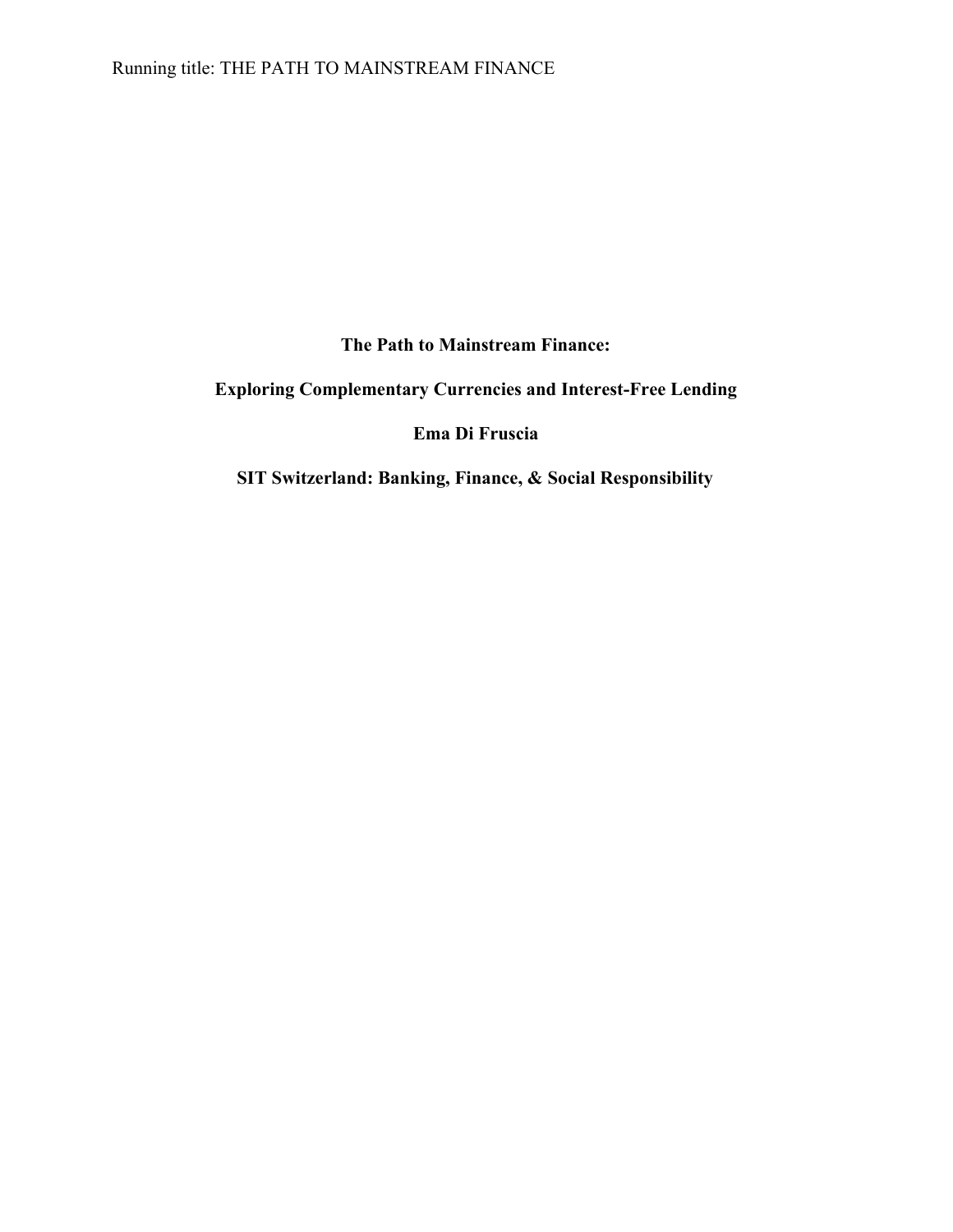# The Path to Mainstream Finance:

## Exploring Complementary Currencies and Interest-Free Lending

**Ema Di Fruscia**

**SIT Switzerland: Banking, Finance, & Social Responsibility**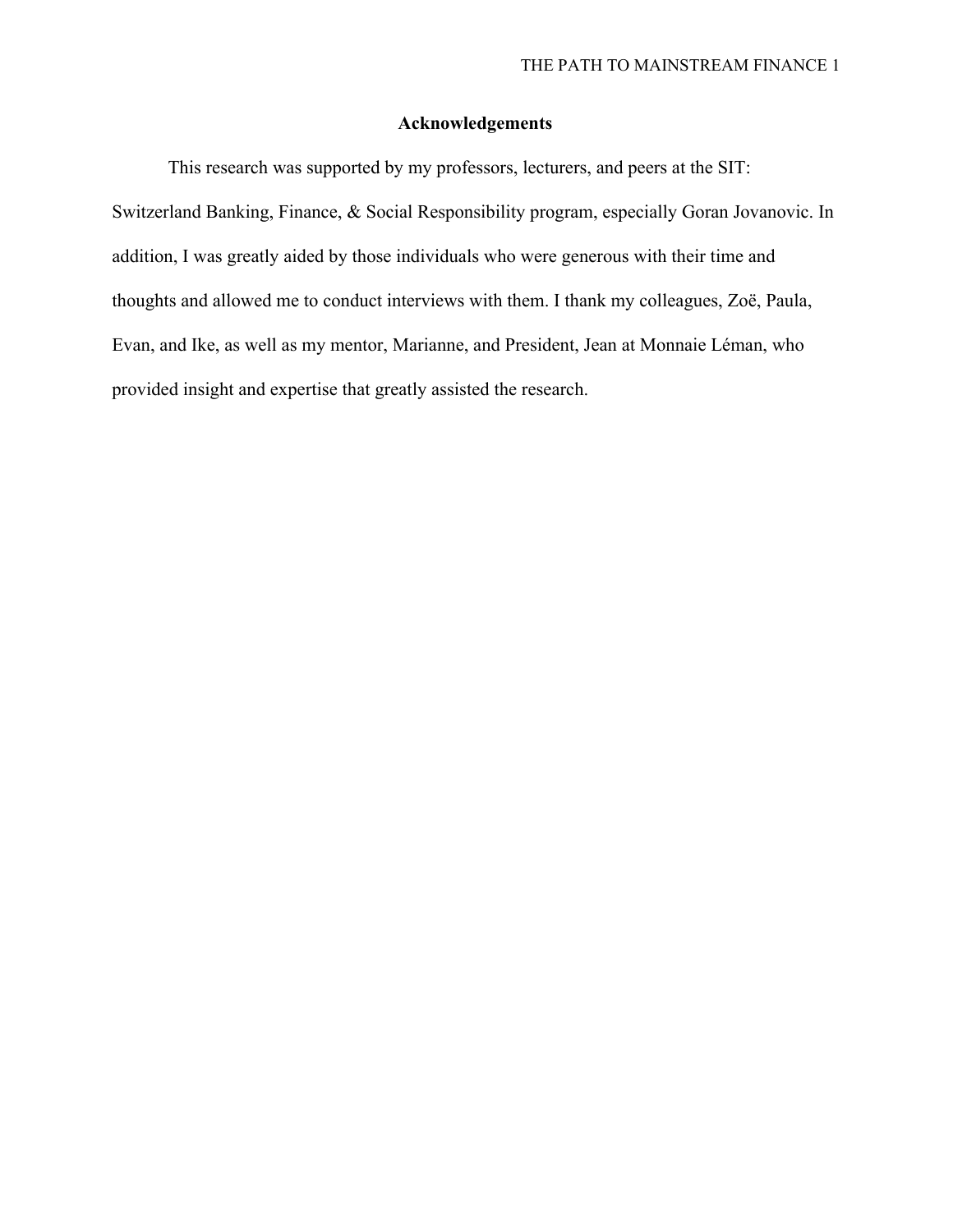## Acknowledgements

This research was supported by my professors, lecturers, and peers at the SIT: Switzerland Banking, Finance, & Social Responsibility program, especially Goran Jovanovic. In addition, I was greatly aided by those individuals who were generous with their time and thoughts and allowed me to conduct interviews with them. I thank my colleagues, Zoë, Paula, Evan, and Ike, as well as my mentor, Marianne, and President, Jean at Monnaie Léman, who provided insight and expertise that greatly assisted the research.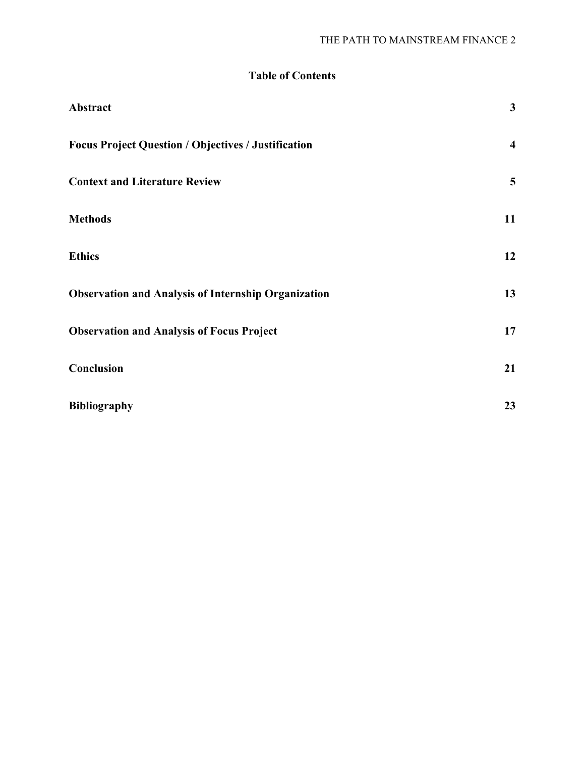# Table of Contents

| | |
|---|---|
| **Abstract** | **3** |
| **Focus Project Question / Objectives / Justification** | **4** |
| **Context and Literature Review** | **5** |
| **Methods** | **11** |
| **Ethics** | **12** |
| **Observation and Analysis of Internship Organization** | **13** |
| **Observation and Analysis of Focus Project** | **17** |
| **Conclusion** | **21** |
| **Bibliography** | **23** |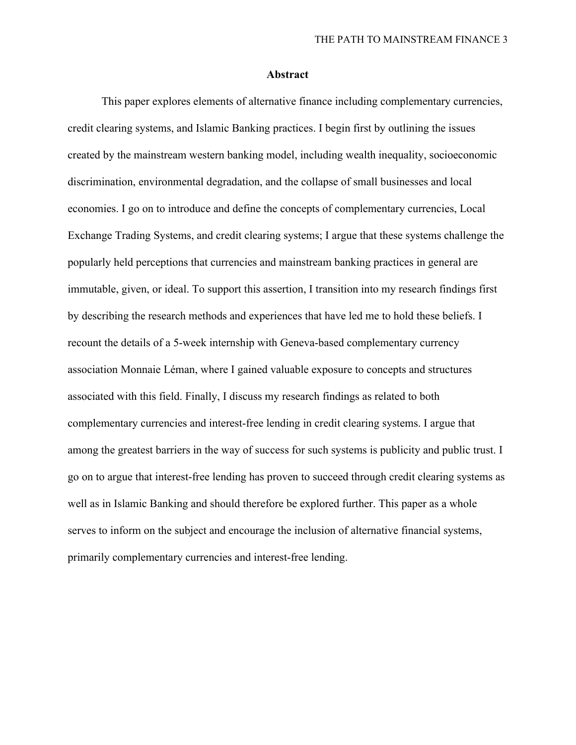## Abstract

This paper explores elements of alternative finance including complementary currencies, credit clearing systems, and Islamic Banking practices. I begin first by outlining the issues created by the mainstream western banking model, including wealth inequality, socioeconomic discrimination, environmental degradation, and the collapse of small businesses and local economies. I go on to introduce and define the concepts of complementary currencies, Local Exchange Trading Systems, and credit clearing systems; I argue that these systems challenge the popularly held perceptions that currencies and mainstream banking practices in general are immutable, given, or ideal. To support this assertion, I transition into my research findings first by describing the research methods and experiences that have led me to hold these beliefs. I recount the details of a 5-week internship with Geneva-based complementary currency association Monnaie Léman, where I gained valuable exposure to concepts and structures associated with this field. Finally, I discuss my research findings as related to both complementary currencies and interest-free lending in credit clearing systems. I argue that among the greatest barriers in the way of success for such systems is publicity and public trust. I go on to argue that interest-free lending has proven to succeed through credit clearing systems as well as in Islamic Banking and should therefore be explored further. This paper as a whole serves to inform on the subject and encourage the inclusion of alternative financial systems, primarily complementary currencies and interest-free lending.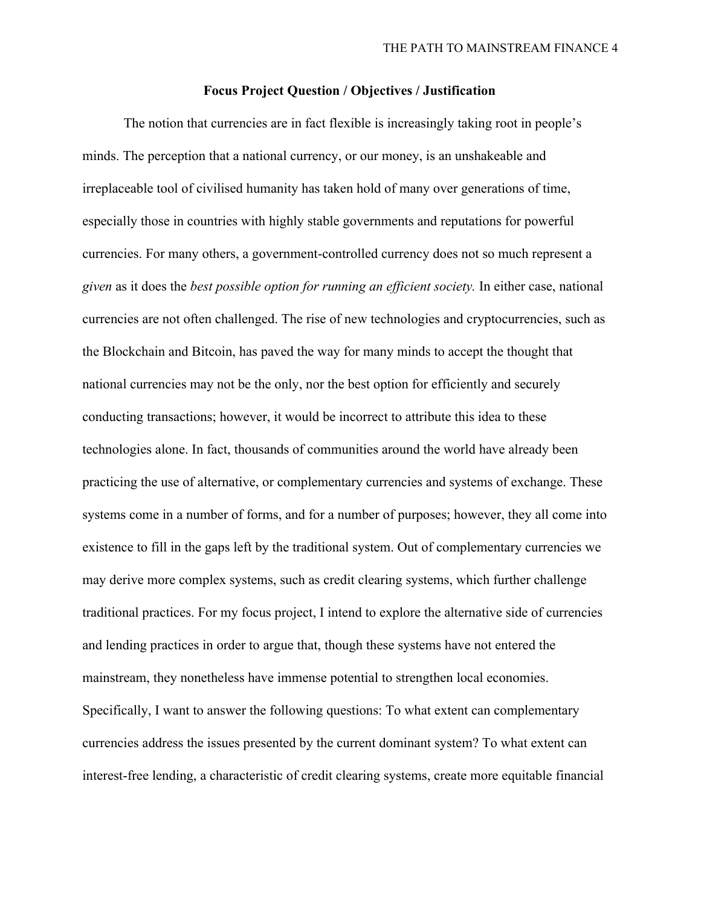## Focus Project Question / Objectives / Justification

The notion that currencies are in fact flexible is increasingly taking root in people's minds. The perception that a national currency, or our money, is an unshakeable and irreplaceable tool of civilised humanity has taken hold of many over generations of time, especially those in countries with highly stable governments and reputations for powerful currencies. For many others, a government-controlled currency does not so much represent a *given* as it does the *best possible option for running an efficient society.* In either case, national currencies are not often challenged. The rise of new technologies and cryptocurrencies, such as the Blockchain and Bitcoin, has paved the way for many minds to accept the thought that national currencies may not be the only, nor the best option for efficiently and securely conducting transactions; however, it would be incorrect to attribute this idea to these technologies alone. In fact, thousands of communities around the world have already been practicing the use of alternative, or complementary currencies and systems of exchange. These systems come in a number of forms, and for a number of purposes; however, they all come into existence to fill in the gaps left by the traditional system. Out of complementary currencies we may derive more complex systems, such as credit clearing systems, which further challenge traditional practices. For my focus project, I intend to explore the alternative side of currencies and lending practices in order to argue that, though these systems have not entered the mainstream, they nonetheless have immense potential to strengthen local economies. Specifically, I want to answer the following questions: To what extent can complementary currencies address the issues presented by the current dominant system? To what extent can interest-free lending, a characteristic of credit clearing systems, create more equitable financial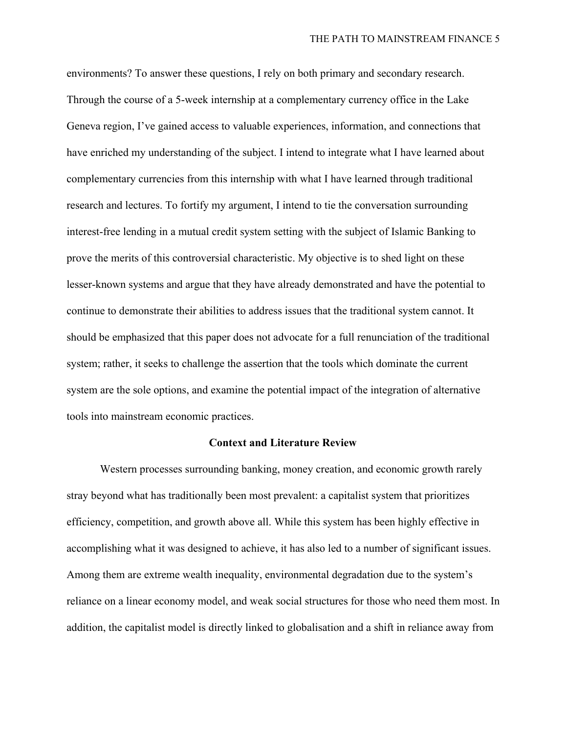environments? To answer these questions, I rely on both primary and secondary research. Through the course of a 5-week internship at a complementary currency office in the Lake Geneva region, I've gained access to valuable experiences, information, and connections that have enriched my understanding of the subject. I intend to integrate what I have learned about complementary currencies from this internship with what I have learned through traditional research and lectures. To fortify my argument, I intend to tie the conversation surrounding interest-free lending in a mutual credit system setting with the subject of Islamic Banking to prove the merits of this controversial characteristic. My objective is to shed light on these lesser-known systems and argue that they have already demonstrated and have the potential to continue to demonstrate their abilities to address issues that the traditional system cannot. It should be emphasized that this paper does not advocate for a full renunciation of the traditional system; rather, it seeks to challenge the assertion that the tools which dominate the current system are the sole options, and examine the potential impact of the integration of alternative tools into mainstream economic practices.

## Context and Literature Review

Western processes surrounding banking, money creation, and economic growth rarely stray beyond what has traditionally been most prevalent: a capitalist system that prioritizes efficiency, competition, and growth above all. While this system has been highly effective in accomplishing what it was designed to achieve, it has also led to a number of significant issues. Among them are extreme wealth inequality, environmental degradation due to the system's reliance on a linear economy model, and weak social structures for those who need them most. In addition, the capitalist model is directly linked to globalisation and a shift in reliance away from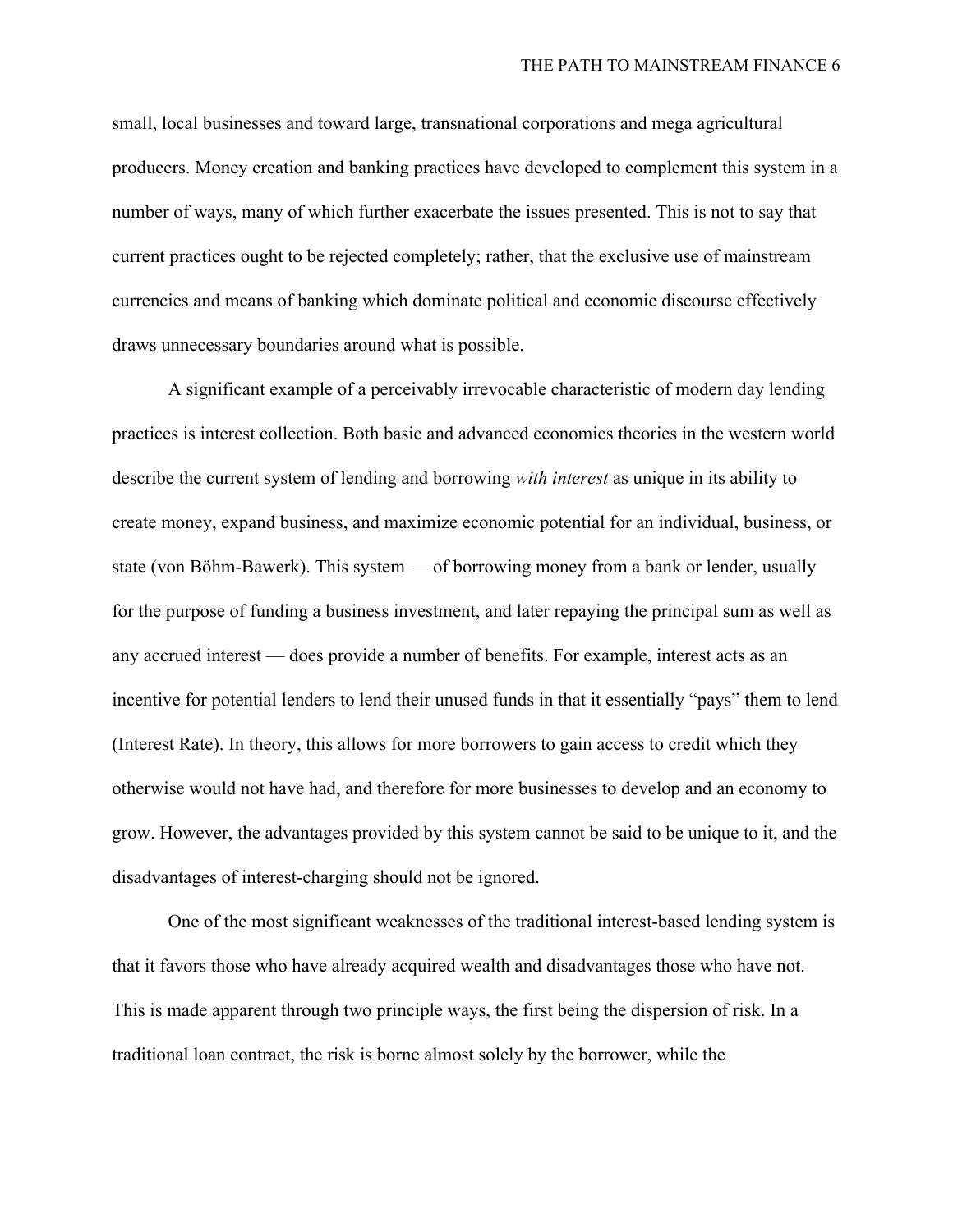small, local businesses and toward large, transnational corporations and mega agricultural producers. Money creation and banking practices have developed to complement this system in a number of ways, many of which further exacerbate the issues presented. This is not to say that current practices ought to be rejected completely; rather, that the exclusive use of mainstream currencies and means of banking which dominate political and economic discourse effectively draws unnecessary boundaries around what is possible.

A significant example of a perceivably irrevocable characteristic of modern day lending practices is interest collection. Both basic and advanced economics theories in the western world describe the current system of lending and borrowing *with interest* as unique in its ability to create money, expand business, and maximize economic potential for an individual, business, or state (von Böhm-Bawerk). This system — of borrowing money from a bank or lender, usually for the purpose of funding a business investment, and later repaying the principal sum as well as any accrued interest — does provide a number of benefits. For example, interest acts as an incentive for potential lenders to lend their unused funds in that it essentially "pays" them to lend (Interest Rate). In theory, this allows for more borrowers to gain access to credit which they otherwise would not have had, and therefore for more businesses to develop and an economy to grow. However, the advantages provided by this system cannot be said to be unique to it, and the disadvantages of interest-charging should not be ignored.

One of the most significant weaknesses of the traditional interest-based lending system is that it favors those who have already acquired wealth and disadvantages those who have not. This is made apparent through two principle ways, the first being the dispersion of risk. In a traditional loan contract, the risk is borne almost solely by the borrower, while the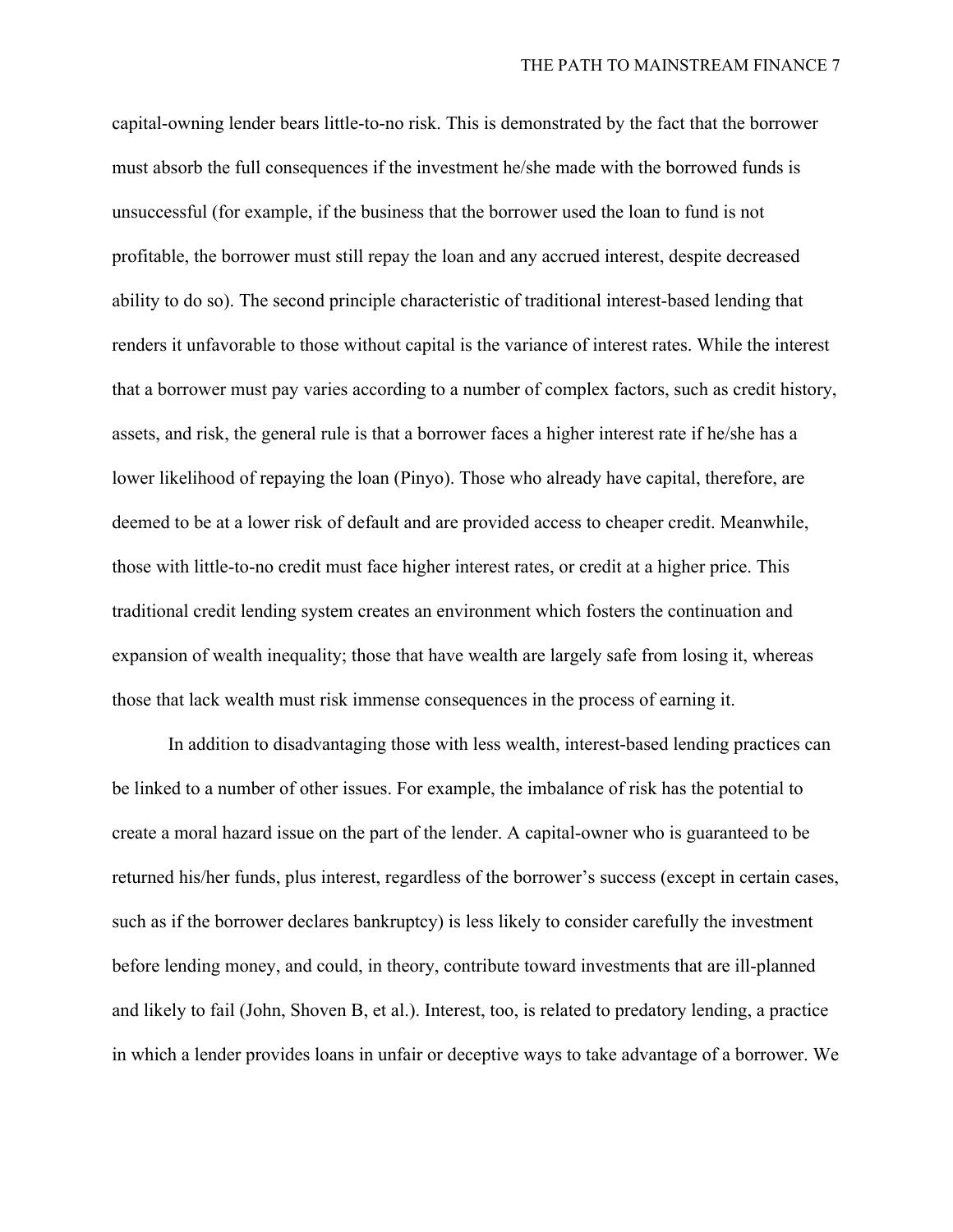capital-owning lender bears little-to-no risk. This is demonstrated by the fact that the borrower must absorb the full consequences if the investment he/she made with the borrowed funds is unsuccessful (for example, if the business that the borrower used the loan to fund is not profitable, the borrower must still repay the loan and any accrued interest, despite decreased ability to do so). The second principle characteristic of traditional interest-based lending that renders it unfavorable to those without capital is the variance of interest rates. While the interest that a borrower must pay varies according to a number of complex factors, such as credit history, assets, and risk, the general rule is that a borrower faces a higher interest rate if he/she has a lower likelihood of repaying the loan (Pinyo). Those who already have capital, therefore, are deemed to be at a lower risk of default and are provided access to cheaper credit. Meanwhile, those with little-to-no credit must face higher interest rates, or credit at a higher price. This traditional credit lending system creates an environment which fosters the continuation and expansion of wealth inequality; those that have wealth are largely safe from losing it, whereas those that lack wealth must risk immense consequences in the process of earning it.

In addition to disadvantaging those with less wealth, interest-based lending practices can be linked to a number of other issues. For example, the imbalance of risk has the potential to create a moral hazard issue on the part of the lender. A capital-owner who is guaranteed to be returned his/her funds, plus interest, regardless of the borrower's success (except in certain cases, such as if the borrower declares bankruptcy) is less likely to consider carefully the investment before lending money, and could, in theory, contribute toward investments that are ill-planned and likely to fail (John, Shoven B, et al.). Interest, too, is related to predatory lending, a practice in which a lender provides loans in unfair or deceptive ways to take advantage of a borrower. We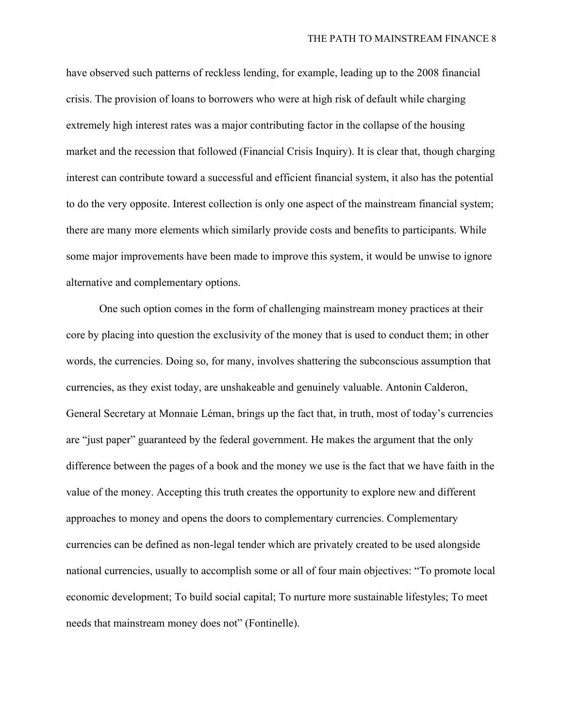have observed such patterns of reckless lending, for example, leading up to the 2008 financial crisis. The provision of loans to borrowers who were at high risk of default while charging extremely high interest rates was a major contributing factor in the collapse of the housing market and the recession that followed (Financial Crisis Inquiry). It is clear that, though charging interest can contribute toward a successful and efficient financial system, it also has the potential to do the very opposite. Interest collection is only one aspect of the mainstream financial system; there are many more elements which similarly provide costs and benefits to participants. While some major improvements have been made to improve this system, it would be unwise to ignore alternative and complementary options.

One such option comes in the form of challenging mainstream money practices at their core by placing into question the exclusivity of the money that is used to conduct them; in other words, the currencies. Doing so, for many, involves shattering the subconscious assumption that currencies, as they exist today, are unshakeable and genuinely valuable. Antonin Calderon, General Secretary at Monnaie Léman, brings up the fact that, in truth, most of today's currencies are "just paper" guaranteed by the federal government. He makes the argument that the only difference between the pages of a book and the money we use is the fact that we have faith in the value of the money. Accepting this truth creates the opportunity to explore new and different approaches to money and opens the doors to complementary currencies. Complementary currencies can be defined as non-legal tender which are privately created to be used alongside national currencies, usually to accomplish some or all of four main objectives: "To promote local economic development; To build social capital; To nurture more sustainable lifestyles; To meet needs that mainstream money does not" (Fontinelle).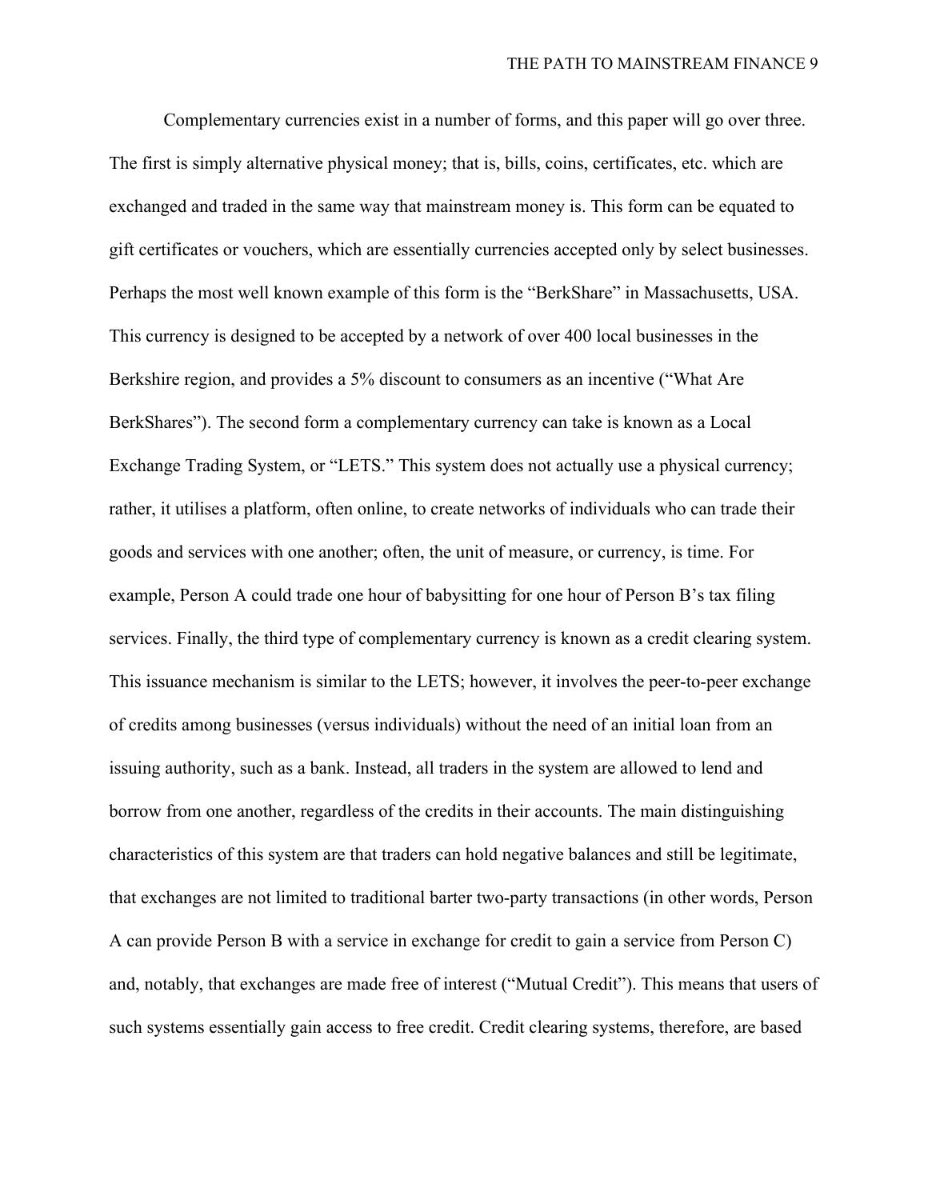Complementary currencies exist in a number of forms, and this paper will go over three. The first is simply alternative physical money; that is, bills, coins, certificates, etc. which are exchanged and traded in the same way that mainstream money is. This form can be equated to gift certificates or vouchers, which are essentially currencies accepted only by select businesses. Perhaps the most well known example of this form is the "BerkShare" in Massachusetts, USA. This currency is designed to be accepted by a network of over 400 local businesses in the Berkshire region, and provides a 5% discount to consumers as an incentive ("What Are BerkShares"). The second form a complementary currency can take is known as a Local Exchange Trading System, or "LETS." This system does not actually use a physical currency; rather, it utilises a platform, often online, to create networks of individuals who can trade their goods and services with one another; often, the unit of measure, or currency, is time. For example, Person A could trade one hour of babysitting for one hour of Person B's tax filing services. Finally, the third type of complementary currency is known as a credit clearing system. This issuance mechanism is similar to the LETS; however, it involves the peer-to-peer exchange of credits among businesses (versus individuals) without the need of an initial loan from an issuing authority, such as a bank. Instead, all traders in the system are allowed to lend and borrow from one another, regardless of the credits in their accounts. The main distinguishing characteristics of this system are that traders can hold negative balances and still be legitimate, that exchanges are not limited to traditional barter two-party transactions (in other words, Person A can provide Person B with a service in exchange for credit to gain a service from Person C) and, notably, that exchanges are made free of interest ("Mutual Credit"). This means that users of such systems essentially gain access to free credit. Credit clearing systems, therefore, are based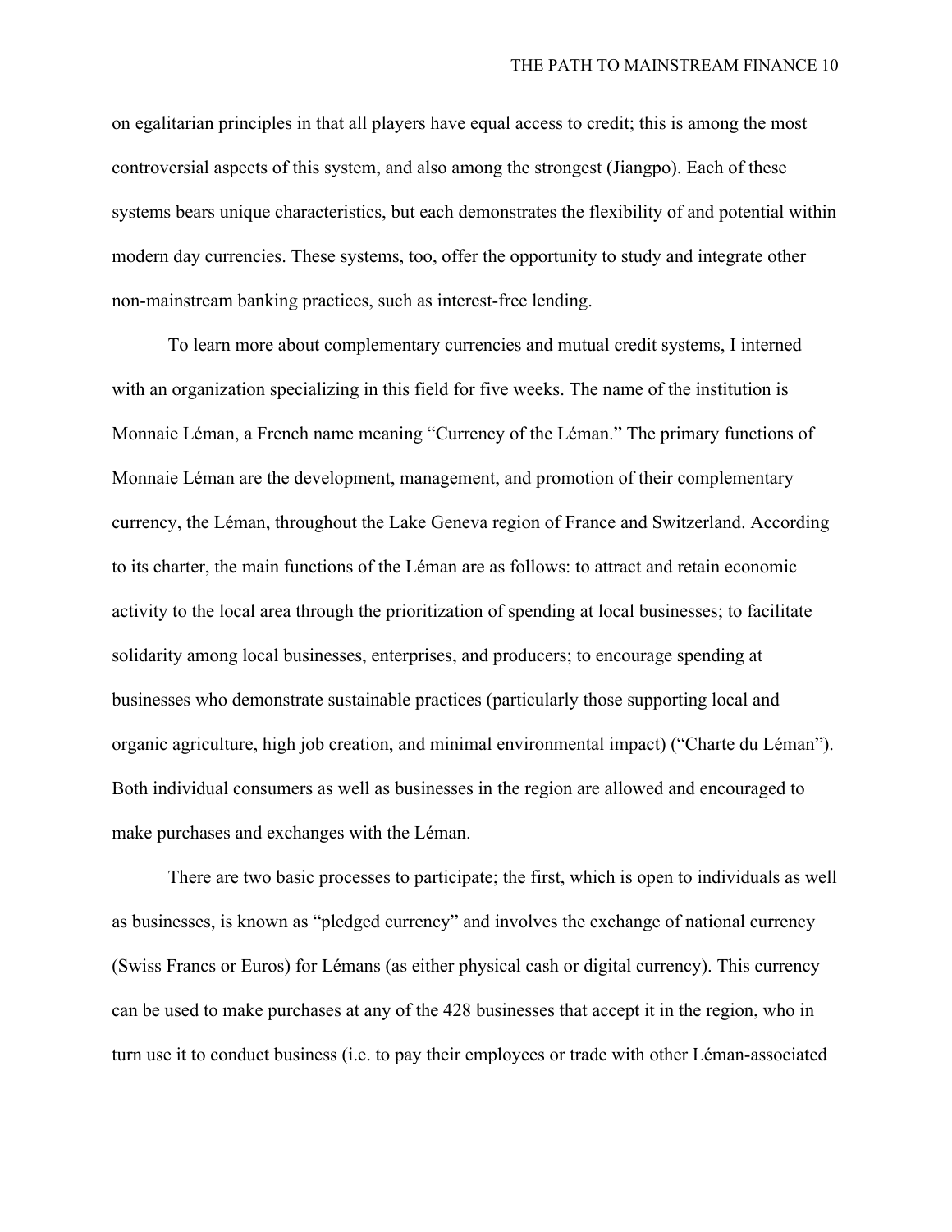on egalitarian principles in that all players have equal access to credit; this is among the most controversial aspects of this system, and also among the strongest (Jiangpo). Each of these systems bears unique characteristics, but each demonstrates the flexibility of and potential within modern day currencies. These systems, too, offer the opportunity to study and integrate other non-mainstream banking practices, such as interest-free lending.

To learn more about complementary currencies and mutual credit systems, I interned with an organization specializing in this field for five weeks. The name of the institution is Monnaie Léman, a French name meaning "Currency of the Léman." The primary functions of Monnaie Léman are the development, management, and promotion of their complementary currency, the Léman, throughout the Lake Geneva region of France and Switzerland. According to its charter, the main functions of the Léman are as follows: to attract and retain economic activity to the local area through the prioritization of spending at local businesses; to facilitate solidarity among local businesses, enterprises, and producers; to encourage spending at businesses who demonstrate sustainable practices (particularly those supporting local and organic agriculture, high job creation, and minimal environmental impact) ("Charte du Léman"). Both individual consumers as well as businesses in the region are allowed and encouraged to make purchases and exchanges with the Léman.

There are two basic processes to participate; the first, which is open to individuals as well as businesses, is known as "pledged currency" and involves the exchange of national currency (Swiss Francs or Euros) for Lémans (as either physical cash or digital currency). This currency can be used to make purchases at any of the 428 businesses that accept it in the region, who in turn use it to conduct business (i.e. to pay their employees or trade with other Léman-associated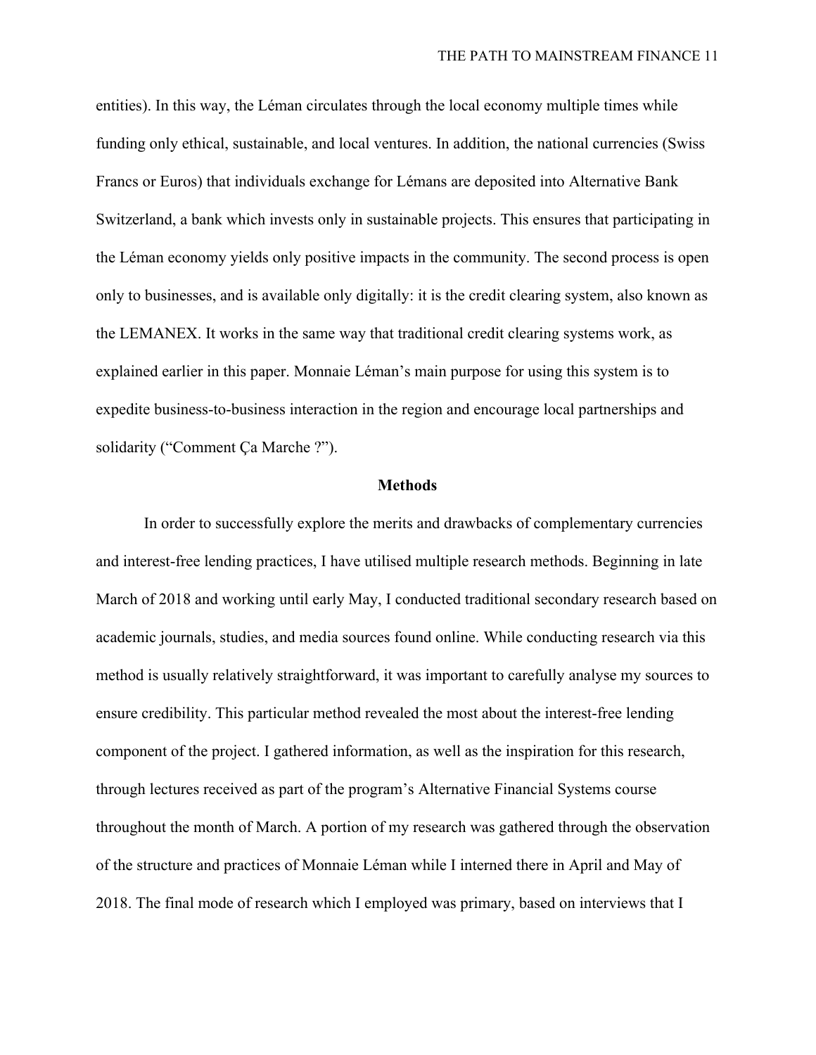entities). In this way, the Léman circulates through the local economy multiple times while funding only ethical, sustainable, and local ventures. In addition, the national currencies (Swiss Francs or Euros) that individuals exchange for Lémans are deposited into Alternative Bank Switzerland, a bank which invests only in sustainable projects. This ensures that participating in the Léman economy yields only positive impacts in the community. The second process is open only to businesses, and is available only digitally: it is the credit clearing system, also known as the LEMANEX. It works in the same way that traditional credit clearing systems work, as explained earlier in this paper. Monnaie Léman's main purpose for using this system is to expedite business-to-business interaction in the region and encourage local partnerships and solidarity ("Comment Ça Marche ?").

## Methods

In order to successfully explore the merits and drawbacks of complementary currencies and interest-free lending practices, I have utilised multiple research methods. Beginning in late March of 2018 and working until early May, I conducted traditional secondary research based on academic journals, studies, and media sources found online. While conducting research via this method is usually relatively straightforward, it was important to carefully analyse my sources to ensure credibility. This particular method revealed the most about the interest-free lending component of the project. I gathered information, as well as the inspiration for this research, through lectures received as part of the program's Alternative Financial Systems course throughout the month of March. A portion of my research was gathered through the observation of the structure and practices of Monnaie Léman while I interned there in April and May of 2018. The final mode of research which I employed was primary, based on interviews that I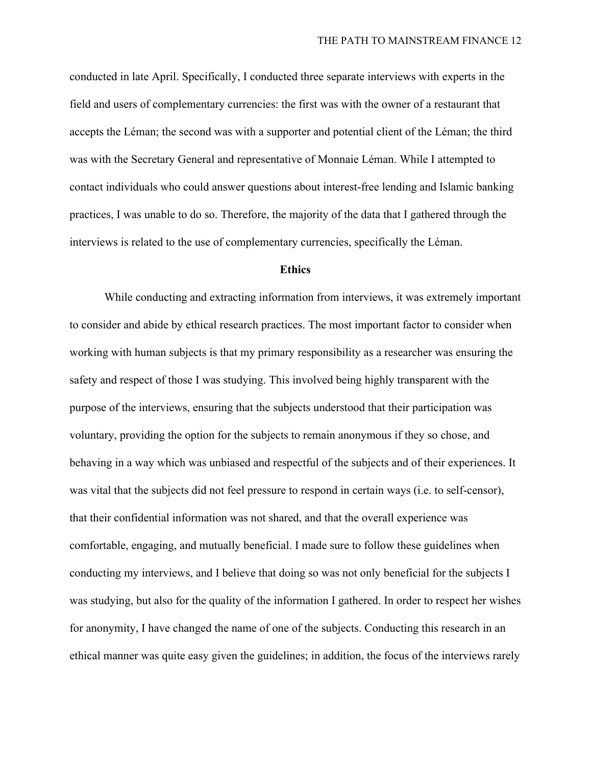conducted in late April. Specifically, I conducted three separate interviews with experts in the field and users of complementary currencies: the first was with the owner of a restaurant that accepts the Léman; the second was with a supporter and potential client of the Léman; the third was with the Secretary General and representative of Monnaie Léman. While I attempted to contact individuals who could answer questions about interest-free lending and Islamic banking practices, I was unable to do so. Therefore, the majority of the data that I gathered through the interviews is related to the use of complementary currencies, specifically the Léman.

## Ethics

While conducting and extracting information from interviews, it was extremely important to consider and abide by ethical research practices. The most important factor to consider when working with human subjects is that my primary responsibility as a researcher was ensuring the safety and respect of those I was studying. This involved being highly transparent with the purpose of the interviews, ensuring that the subjects understood that their participation was voluntary, providing the option for the subjects to remain anonymous if they so chose, and behaving in a way which was unbiased and respectful of the subjects and of their experiences. It was vital that the subjects did not feel pressure to respond in certain ways (i.e. to self-censor), that their confidential information was not shared, and that the overall experience was comfortable, engaging, and mutually beneficial. I made sure to follow these guidelines when conducting my interviews, and I believe that doing so was not only beneficial for the subjects I was studying, but also for the quality of the information I gathered. In order to respect her wishes for anonymity, I have changed the name of one of the subjects. Conducting this research in an ethical manner was quite easy given the guidelines; in addition, the focus of the interviews rarely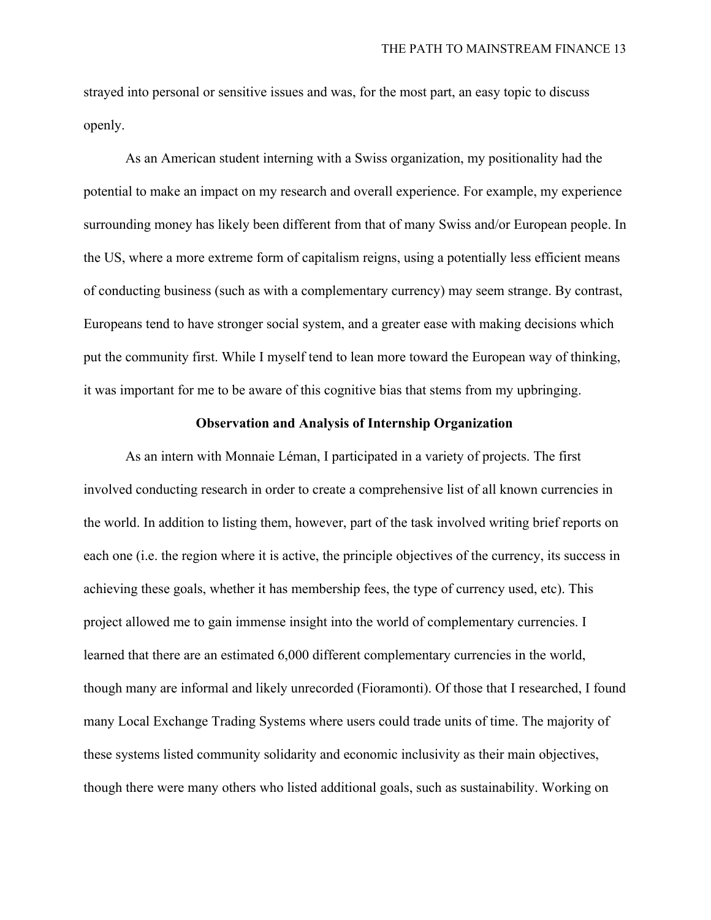strayed into personal or sensitive issues and was, for the most part, an easy topic to discuss openly.

As an American student interning with a Swiss organization, my positionality had the potential to make an impact on my research and overall experience. For example, my experience surrounding money has likely been different from that of many Swiss and/or European people. In the US, where a more extreme form of capitalism reigns, using a potentially less efficient means of conducting business (such as with a complementary currency) may seem strange. By contrast, Europeans tend to have stronger social system, and a greater ease with making decisions which put the community first. While I myself tend to lean more toward the European way of thinking, it was important for me to be aware of this cognitive bias that stems from my upbringing.

## Observation and Analysis of Internship Organization

As an intern with Monnaie Léman, I participated in a variety of projects. The first involved conducting research in order to create a comprehensive list of all known currencies in the world. In addition to listing them, however, part of the task involved writing brief reports on each one (i.e. the region where it is active, the principle objectives of the currency, its success in achieving these goals, whether it has membership fees, the type of currency used, etc). This project allowed me to gain immense insight into the world of complementary currencies. I learned that there are an estimated 6,000 different complementary currencies in the world, though many are informal and likely unrecorded (Fioramonti). Of those that I researched, I found many Local Exchange Trading Systems where users could trade units of time. The majority of these systems listed community solidarity and economic inclusivity as their main objectives, though there were many others who listed additional goals, such as sustainability. Working on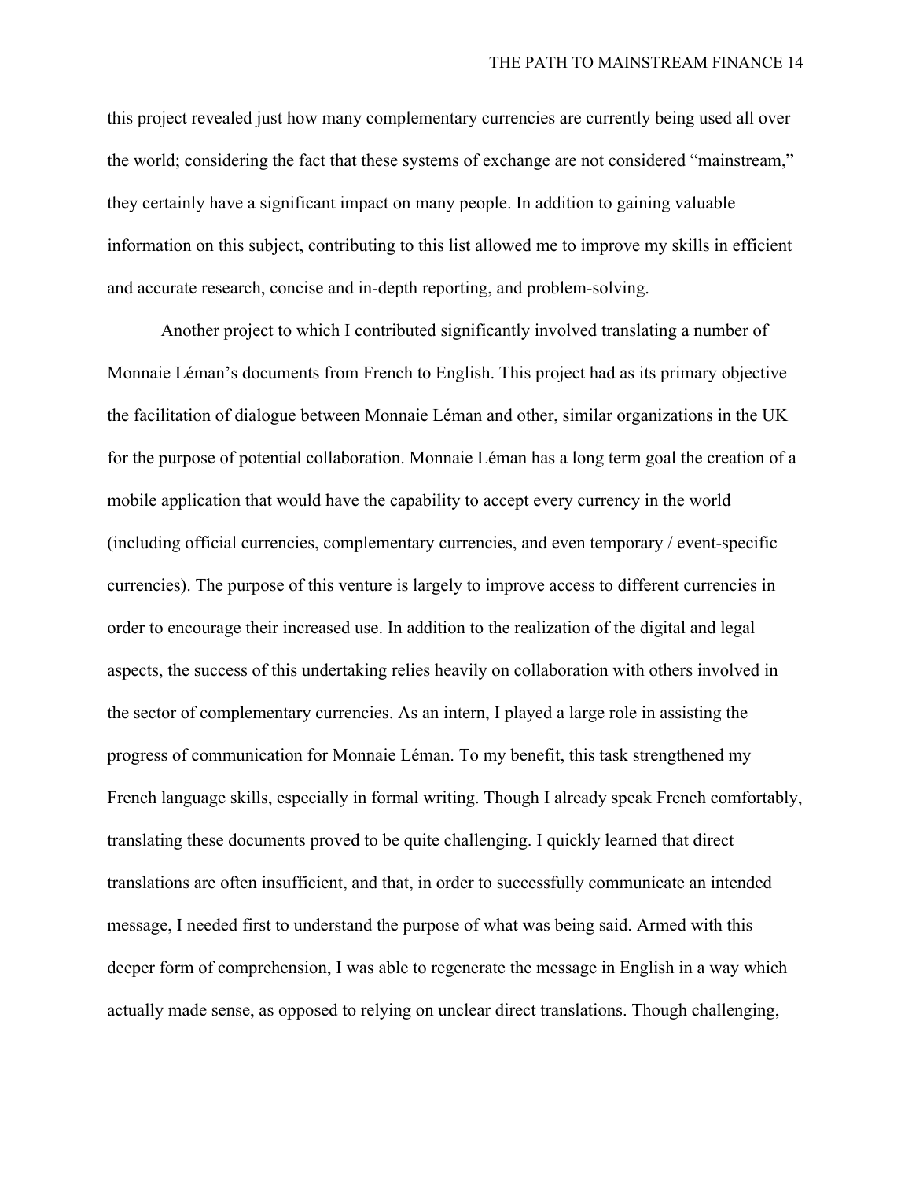this project revealed just how many complementary currencies are currently being used all over the world; considering the fact that these systems of exchange are not considered "mainstream," they certainly have a significant impact on many people. In addition to gaining valuable information on this subject, contributing to this list allowed me to improve my skills in efficient and accurate research, concise and in-depth reporting, and problem-solving.

Another project to which I contributed significantly involved translating a number of Monnaie Léman's documents from French to English. This project had as its primary objective the facilitation of dialogue between Monnaie Léman and other, similar organizations in the UK for the purpose of potential collaboration. Monnaie Léman has a long term goal the creation of a mobile application that would have the capability to accept every currency in the world (including official currencies, complementary currencies, and even temporary / event-specific currencies). The purpose of this venture is largely to improve access to different currencies in order to encourage their increased use. In addition to the realization of the digital and legal aspects, the success of this undertaking relies heavily on collaboration with others involved in the sector of complementary currencies. As an intern, I played a large role in assisting the progress of communication for Monnaie Léman. To my benefit, this task strengthened my French language skills, especially in formal writing. Though I already speak French comfortably, translating these documents proved to be quite challenging. I quickly learned that direct translations are often insufficient, and that, in order to successfully communicate an intended message, I needed first to understand the purpose of what was being said. Armed with this deeper form of comprehension, I was able to regenerate the message in English in a way which actually made sense, as opposed to relying on unclear direct translations. Though challenging,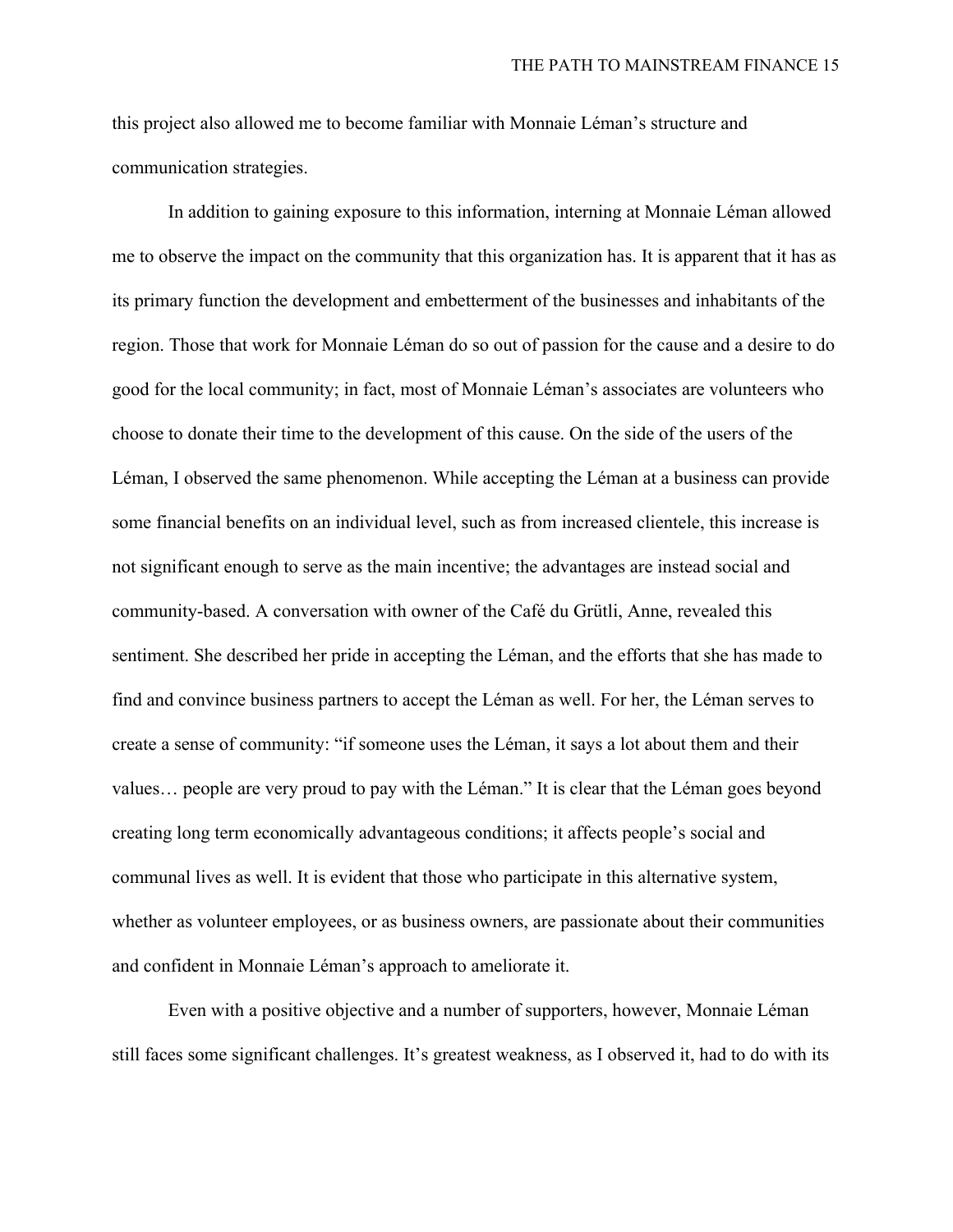this project also allowed me to become familiar with Monnaie Léman's structure and communication strategies.

In addition to gaining exposure to this information, interning at Monnaie Léman allowed me to observe the impact on the community that this organization has. It is apparent that it has as its primary function the development and embetterment of the businesses and inhabitants of the region. Those that work for Monnaie Léman do so out of passion for the cause and a desire to do good for the local community; in fact, most of Monnaie Léman's associates are volunteers who choose to donate their time to the development of this cause. On the side of the users of the Léman, I observed the same phenomenon. While accepting the Léman at a business can provide some financial benefits on an individual level, such as from increased clientele, this increase is not significant enough to serve as the main incentive; the advantages are instead social and community-based. A conversation with owner of the Café du Grütli, Anne, revealed this sentiment. She described her pride in accepting the Léman, and the efforts that she has made to find and convince business partners to accept the Léman as well. For her, the Léman serves to create a sense of community: "if someone uses the Léman, it says a lot about them and their values… people are very proud to pay with the Léman." It is clear that the Léman goes beyond creating long term economically advantageous conditions; it affects people's social and communal lives as well. It is evident that those who participate in this alternative system, whether as volunteer employees, or as business owners, are passionate about their communities and confident in Monnaie Léman's approach to ameliorate it.

Even with a positive objective and a number of supporters, however, Monnaie Léman still faces some significant challenges. It's greatest weakness, as I observed it, had to do with its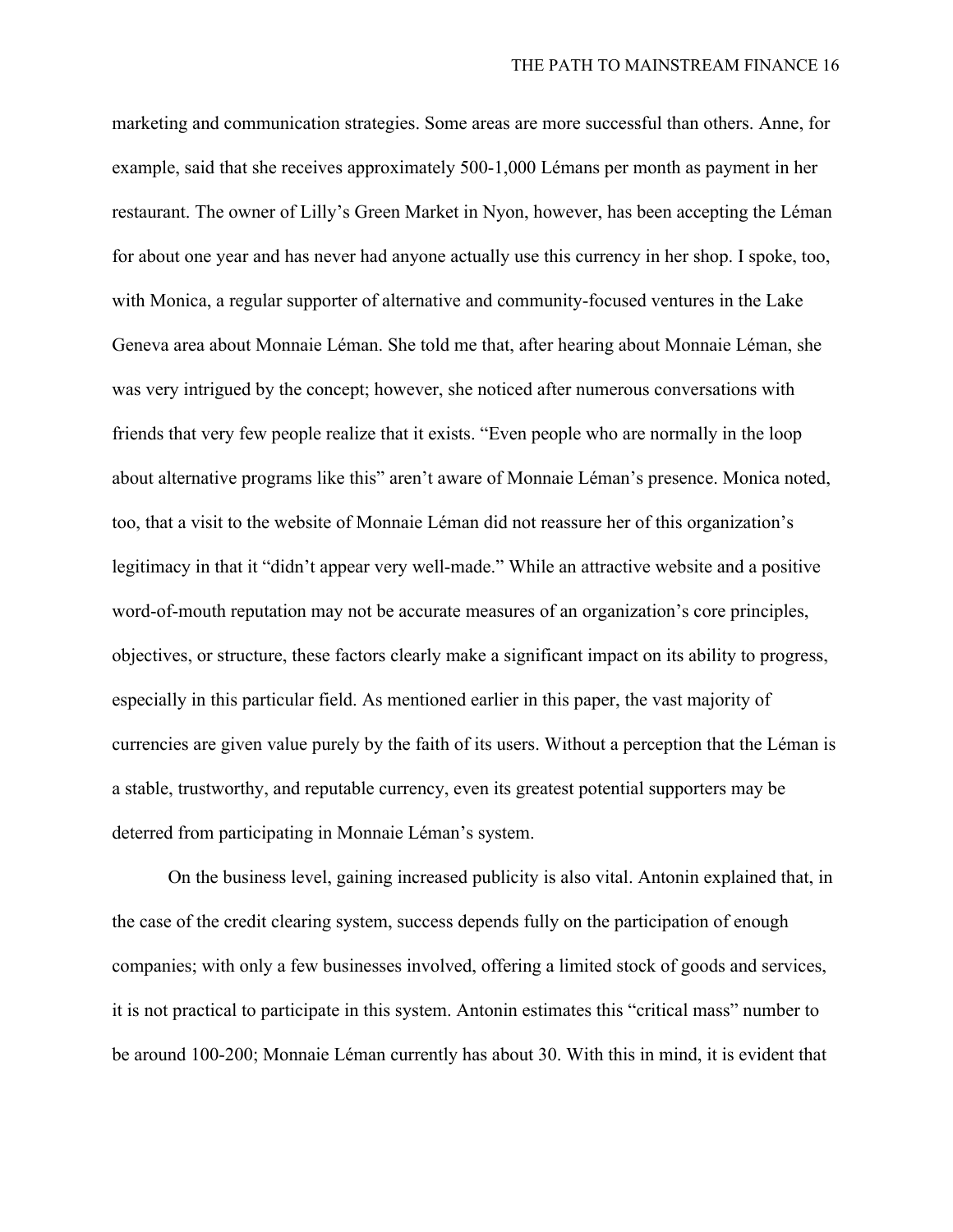marketing and communication strategies. Some areas are more successful than others. Anne, for example, said that she receives approximately 500-1,000 Lémans per month as payment in her restaurant. The owner of Lilly's Green Market in Nyon, however, has been accepting the Léman for about one year and has never had anyone actually use this currency in her shop. I spoke, too, with Monica, a regular supporter of alternative and community-focused ventures in the Lake Geneva area about Monnaie Léman. She told me that, after hearing about Monnaie Léman, she was very intrigued by the concept; however, she noticed after numerous conversations with friends that very few people realize that it exists. "Even people who are normally in the loop about alternative programs like this" aren't aware of Monnaie Léman's presence. Monica noted, too, that a visit to the website of Monnaie Léman did not reassure her of this organization's legitimacy in that it "didn't appear very well-made." While an attractive website and a positive word-of-mouth reputation may not be accurate measures of an organization's core principles, objectives, or structure, these factors clearly make a significant impact on its ability to progress, especially in this particular field. As mentioned earlier in this paper, the vast majority of currencies are given value purely by the faith of its users. Without a perception that the Léman is a stable, trustworthy, and reputable currency, even its greatest potential supporters may be deterred from participating in Monnaie Léman's system.

On the business level, gaining increased publicity is also vital. Antonin explained that, in the case of the credit clearing system, success depends fully on the participation of enough companies; with only a few businesses involved, offering a limited stock of goods and services, it is not practical to participate in this system. Antonin estimates this "critical mass" number to be around 100-200; Monnaie Léman currently has about 30. With this in mind, it is evident that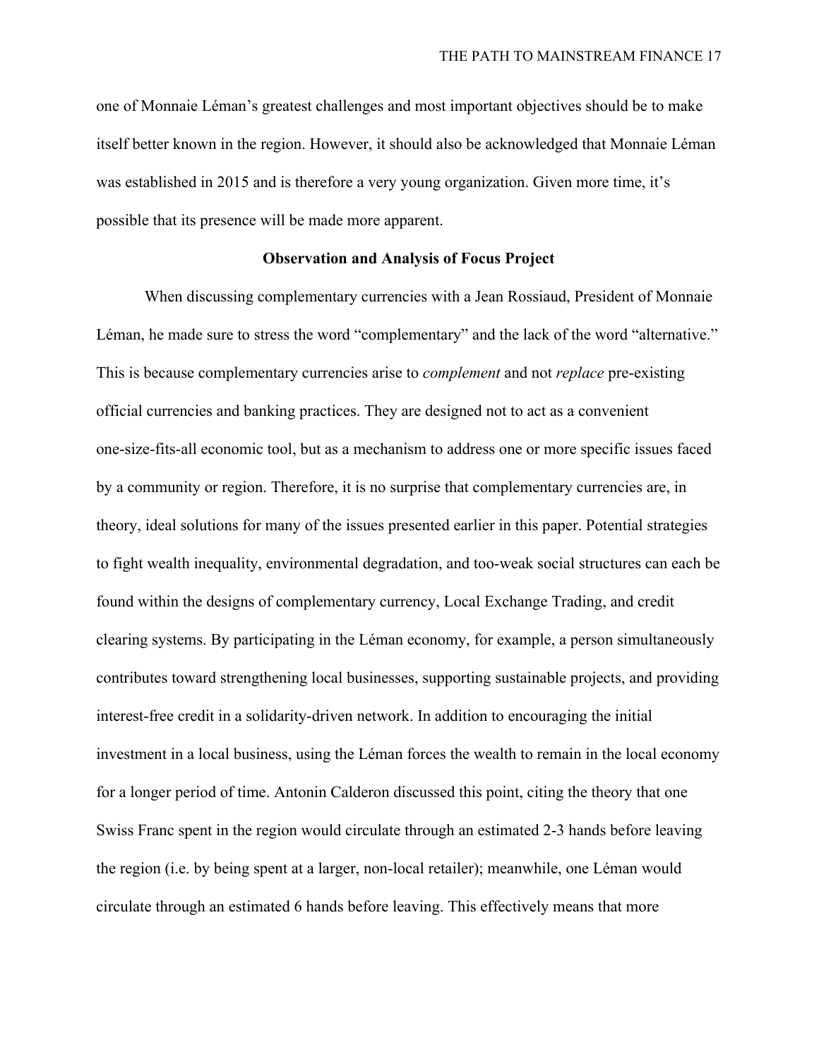one of Monnaie Léman's greatest challenges and most important objectives should be to make itself better known in the region. However, it should also be acknowledged that Monnaie Léman was established in 2015 and is therefore a very young organization. Given more time, it's possible that its presence will be made more apparent.

## Observation and Analysis of Focus Project

When discussing complementary currencies with a Jean Rossiaud, President of Monnaie Léman, he made sure to stress the word "complementary" and the lack of the word "alternative." This is because complementary currencies arise to *complement* and not *replace* pre-existing official currencies and banking practices. They are designed not to act as a convenient one-size-fits-all economic tool, but as a mechanism to address one or more specific issues faced by a community or region. Therefore, it is no surprise that complementary currencies are, in theory, ideal solutions for many of the issues presented earlier in this paper. Potential strategies to fight wealth inequality, environmental degradation, and too-weak social structures can each be found within the designs of complementary currency, Local Exchange Trading, and credit clearing systems. By participating in the Léman economy, for example, a person simultaneously contributes toward strengthening local businesses, supporting sustainable projects, and providing interest-free credit in a solidarity-driven network. In addition to encouraging the initial investment in a local business, using the Léman forces the wealth to remain in the local economy for a longer period of time. Antonin Calderon discussed this point, citing the theory that one Swiss Franc spent in the region would circulate through an estimated 2-3 hands before leaving the region (i.e. by being spent at a larger, non-local retailer); meanwhile, one Léman would circulate through an estimated 6 hands before leaving. This effectively means that more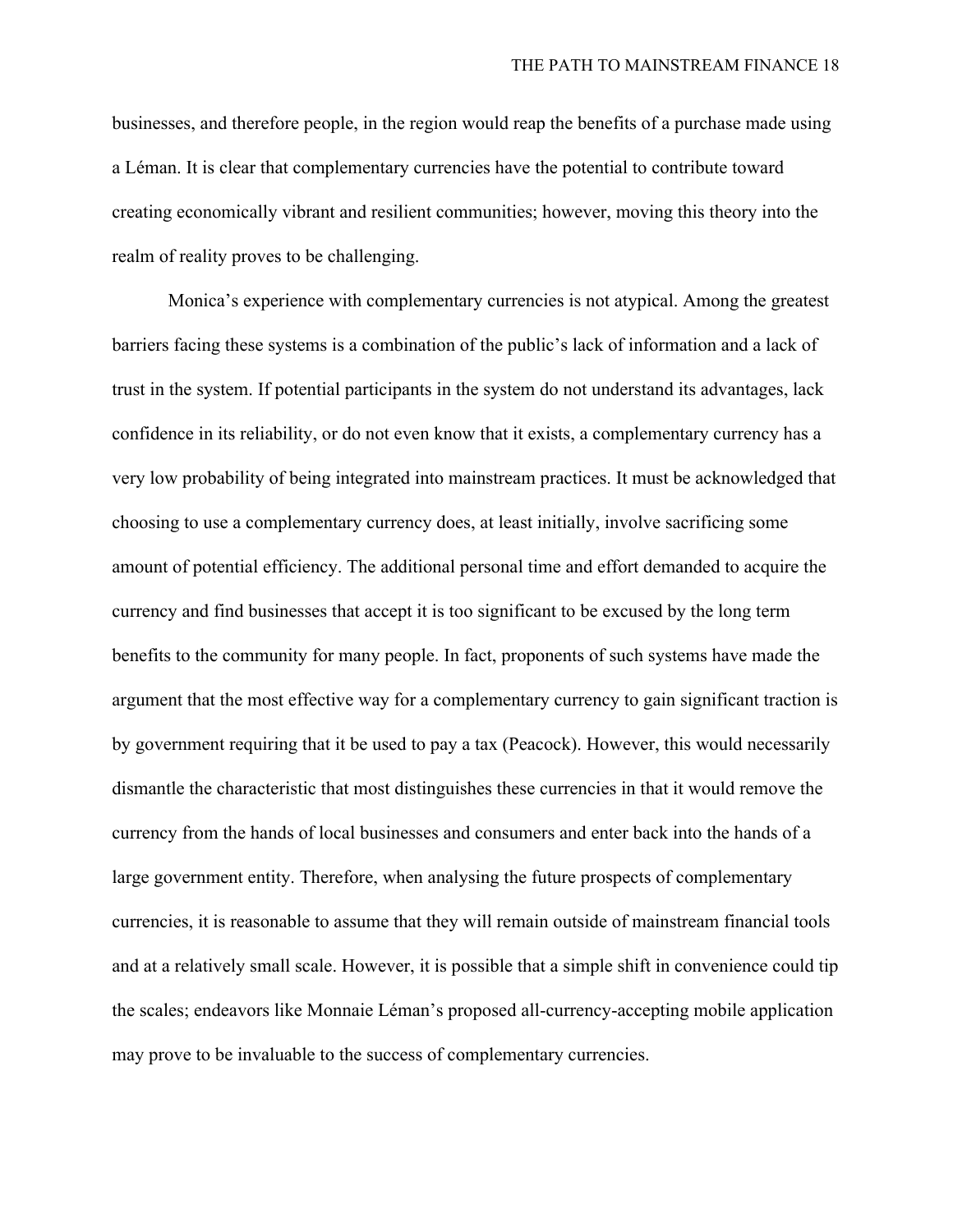businesses, and therefore people, in the region would reap the benefits of a purchase made using a Léman. It is clear that complementary currencies have the potential to contribute toward creating economically vibrant and resilient communities; however, moving this theory into the realm of reality proves to be challenging.

Monica's experience with complementary currencies is not atypical. Among the greatest barriers facing these systems is a combination of the public's lack of information and a lack of trust in the system. If potential participants in the system do not understand its advantages, lack confidence in its reliability, or do not even know that it exists, a complementary currency has a very low probability of being integrated into mainstream practices. It must be acknowledged that choosing to use a complementary currency does, at least initially, involve sacrificing some amount of potential efficiency. The additional personal time and effort demanded to acquire the currency and find businesses that accept it is too significant to be excused by the long term benefits to the community for many people. In fact, proponents of such systems have made the argument that the most effective way for a complementary currency to gain significant traction is by government requiring that it be used to pay a tax (Peacock). However, this would necessarily dismantle the characteristic that most distinguishes these currencies in that it would remove the currency from the hands of local businesses and consumers and enter back into the hands of a large government entity. Therefore, when analysing the future prospects of complementary currencies, it is reasonable to assume that they will remain outside of mainstream financial tools and at a relatively small scale. However, it is possible that a simple shift in convenience could tip the scales; endeavors like Monnaie Léman's proposed all-currency-accepting mobile application may prove to be invaluable to the success of complementary currencies.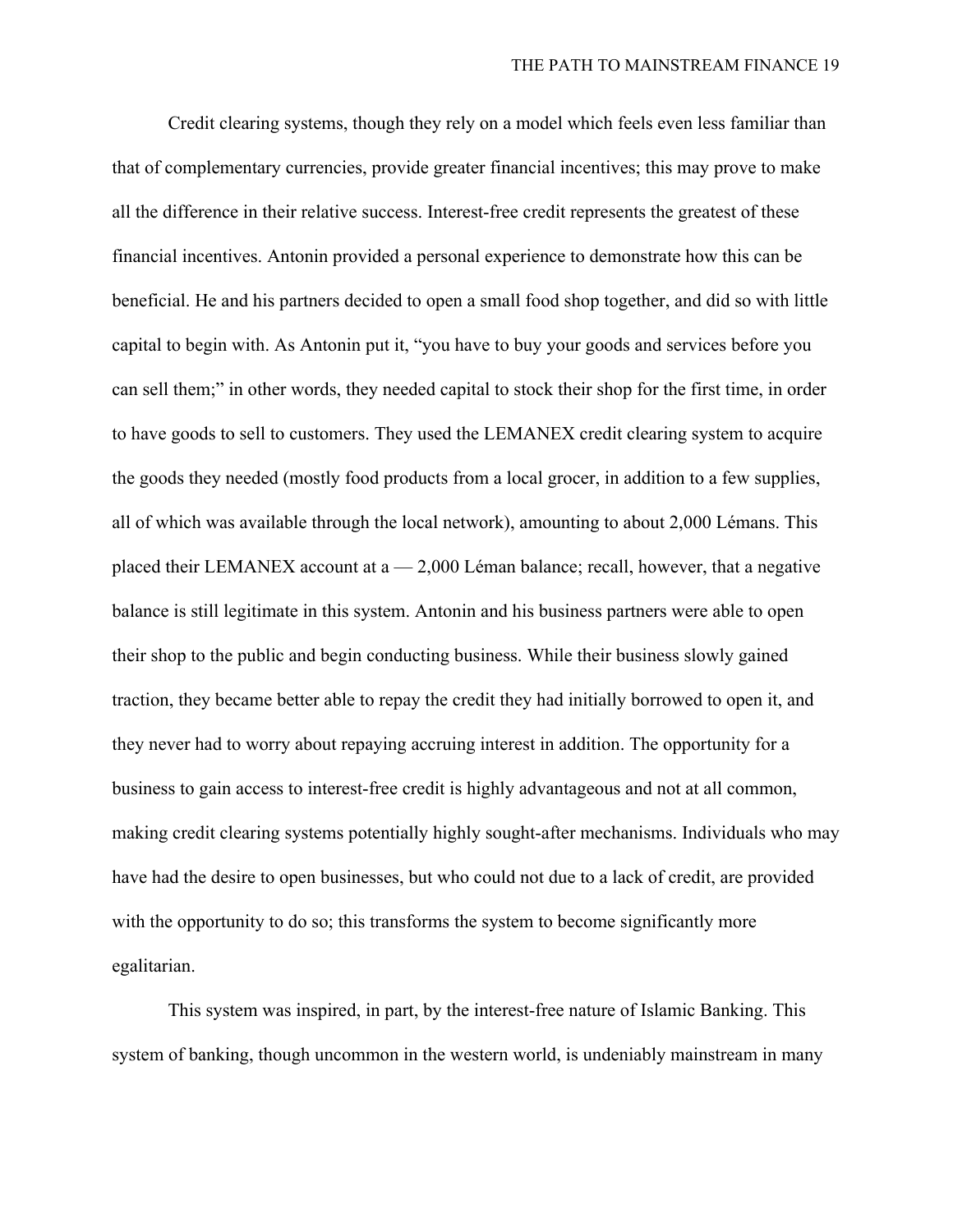Credit clearing systems, though they rely on a model which feels even less familiar than that of complementary currencies, provide greater financial incentives; this may prove to make all the difference in their relative success. Interest-free credit represents the greatest of these financial incentives. Antonin provided a personal experience to demonstrate how this can be beneficial. He and his partners decided to open a small food shop together, and did so with little capital to begin with. As Antonin put it, “you have to buy your goods and services before you can sell them;” in other words, they needed capital to stock their shop for the first time, in order to have goods to sell to customers. They used the LEMANEX credit clearing system to acquire the goods they needed (mostly food products from a local grocer, in addition to a few supplies, all of which was available through the local network), amounting to about 2,000 Lémans. This placed their LEMANEX account at a — 2,000 Léman balance; recall, however, that a negative balance is still legitimate in this system. Antonin and his business partners were able to open their shop to the public and begin conducting business. While their business slowly gained traction, they became better able to repay the credit they had initially borrowed to open it, and they never had to worry about repaying accruing interest in addition. The opportunity for a business to gain access to interest-free credit is highly advantageous and not at all common, making credit clearing systems potentially highly sought-after mechanisms. Individuals who may have had the desire to open businesses, but who could not due to a lack of credit, are provided with the opportunity to do so; this transforms the system to become significantly more egalitarian.

This system was inspired, in part, by the interest-free nature of Islamic Banking. This system of banking, though uncommon in the western world, is undeniably mainstream in many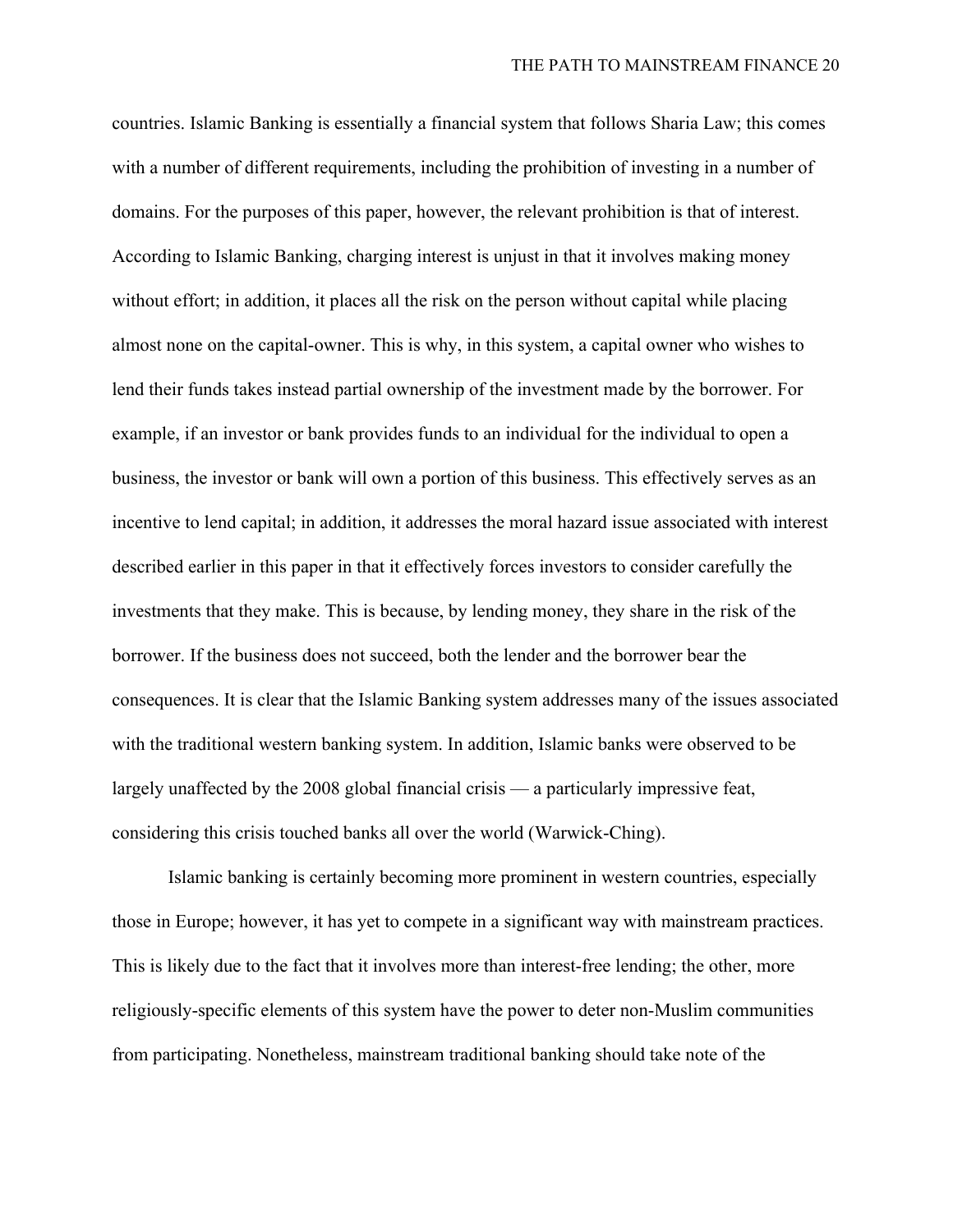countries. Islamic Banking is essentially a financial system that follows Sharia Law; this comes with a number of different requirements, including the prohibition of investing in a number of domains. For the purposes of this paper, however, the relevant prohibition is that of interest. According to Islamic Banking, charging interest is unjust in that it involves making money without effort; in addition, it places all the risk on the person without capital while placing almost none on the capital-owner. This is why, in this system, a capital owner who wishes to lend their funds takes instead partial ownership of the investment made by the borrower. For example, if an investor or bank provides funds to an individual for the individual to open a business, the investor or bank will own a portion of this business. This effectively serves as an incentive to lend capital; in addition, it addresses the moral hazard issue associated with interest described earlier in this paper in that it effectively forces investors to consider carefully the investments that they make. This is because, by lending money, they share in the risk of the borrower. If the business does not succeed, both the lender and the borrower bear the consequences. It is clear that the Islamic Banking system addresses many of the issues associated with the traditional western banking system. In addition, Islamic banks were observed to be largely unaffected by the 2008 global financial crisis — a particularly impressive feat, considering this crisis touched banks all over the world (Warwick-Ching).

Islamic banking is certainly becoming more prominent in western countries, especially those in Europe; however, it has yet to compete in a significant way with mainstream practices. This is likely due to the fact that it involves more than interest-free lending; the other, more religiously-specific elements of this system have the power to deter non-Muslim communities from participating. Nonetheless, mainstream traditional banking should take note of the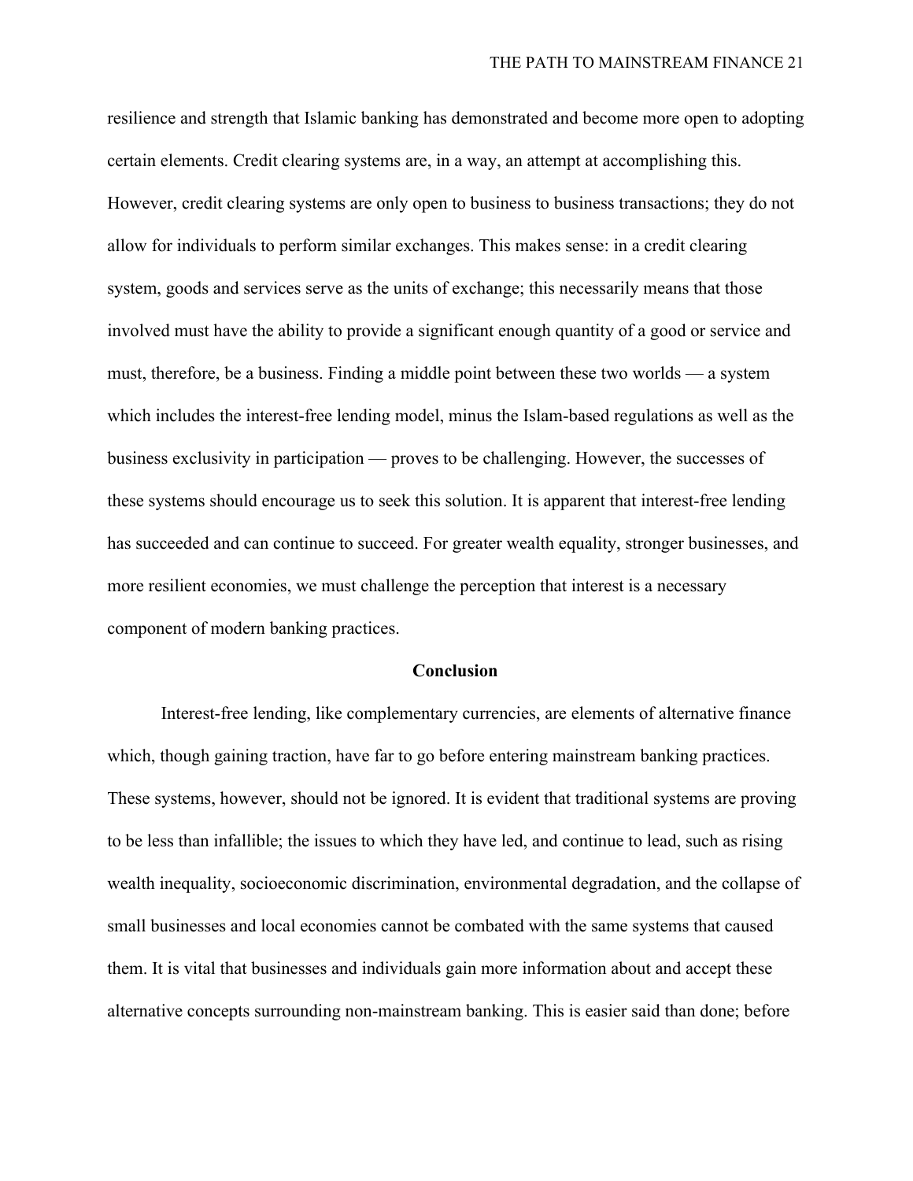resilience and strength that Islamic banking has demonstrated and become more open to adopting certain elements. Credit clearing systems are, in a way, an attempt at accomplishing this. However, credit clearing systems are only open to business to business transactions; they do not allow for individuals to perform similar exchanges. This makes sense: in a credit clearing system, goods and services serve as the units of exchange; this necessarily means that those involved must have the ability to provide a significant enough quantity of a good or service and must, therefore, be a business. Finding a middle point between these two worlds — a system which includes the interest-free lending model, minus the Islam-based regulations as well as the business exclusivity in participation — proves to be challenging. However, the successes of these systems should encourage us to seek this solution. It is apparent that interest-free lending has succeeded and can continue to succeed. For greater wealth equality, stronger businesses, and more resilient economies, we must challenge the perception that interest is a necessary component of modern banking practices.

## Conclusion

Interest-free lending, like complementary currencies, are elements of alternative finance which, though gaining traction, have far to go before entering mainstream banking practices. These systems, however, should not be ignored. It is evident that traditional systems are proving to be less than infallible; the issues to which they have led, and continue to lead, such as rising wealth inequality, socioeconomic discrimination, environmental degradation, and the collapse of small businesses and local economies cannot be combated with the same systems that caused them. It is vital that businesses and individuals gain more information about and accept these alternative concepts surrounding non-mainstream banking. This is easier said than done; before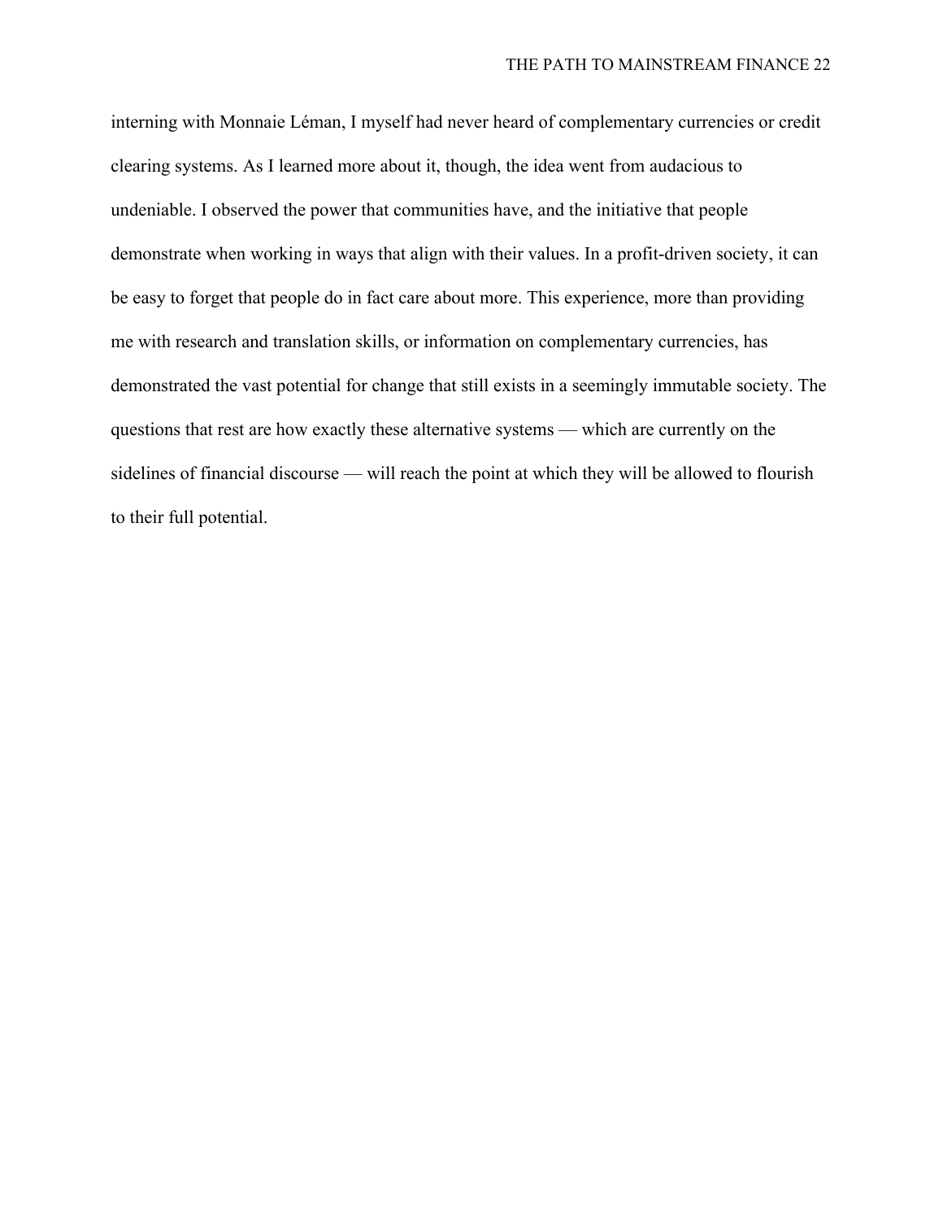interning with Monnaie Léman, I myself had never heard of complementary currencies or credit clearing systems. As I learned more about it, though, the idea went from audacious to undeniable. I observed the power that communities have, and the initiative that people demonstrate when working in ways that align with their values. In a profit-driven society, it can be easy to forget that people do in fact care about more. This experience, more than providing me with research and translation skills, or information on complementary currencies, has demonstrated the vast potential for change that still exists in a seemingly immutable society. The questions that rest are how exactly these alternative systems — which are currently on the sidelines of financial discourse — will reach the point at which they will be allowed to flourish to their full potential.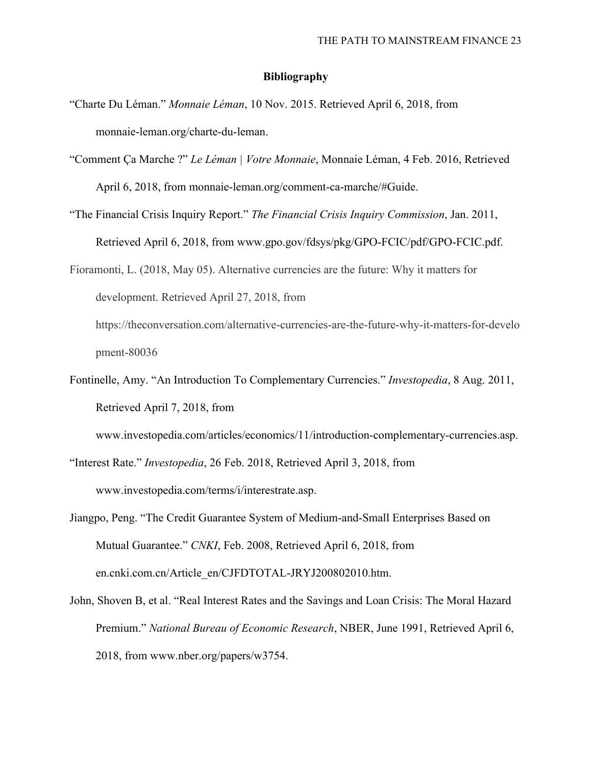**Bibliography**

“Charte Du Léman.” *Monnaie Léman*, 10 Nov. 2015. Retrieved April 6, 2018, from monnaie-leman.org/charte-du-leman.

“Comment Ça Marche ?” *Le Léman | Votre Monnaie*, Monnaie Léman, 4 Feb. 2016, Retrieved April 6, 2018, from monnaie-leman.org/comment-ca-marche/#Guide.

“The Financial Crisis Inquiry Report.” *The Financial Crisis Inquiry Commission*, Jan. 2011, Retrieved April 6, 2018, from www.gpo.gov/fdsys/pkg/GPO-FCIC/pdf/GPO-FCIC.pdf.

Fioramonti, L. (2018, May 05). Alternative currencies are the future: Why it matters for development. Retrieved April 27, 2018, from https://theconversation.com/alternative-currencies-are-the-future-why-it-matters-for-development-80036

Fontinelle, Amy. “An Introduction To Complementary Currencies.” *Investopedia*, 8 Aug. 2011, Retrieved April 7, 2018, from www.investopedia.com/articles/economics/11/introduction-complementary-currencies.asp.

“Interest Rate.” *Investopedia*, 26 Feb. 2018, Retrieved April 3, 2018, from www.investopedia.com/terms/i/interestrate.asp.

Jiangpo, Peng. “The Credit Guarantee System of Medium-and-Small Enterprises Based on Mutual Guarantee.” *CNKI*, Feb. 2008, Retrieved April 6, 2018, from en.cnki.com.cn/Article_en/CJFDTOTAL-JRYJ200802010.htm.

John, Shoven B, et al. “Real Interest Rates and the Savings and Loan Crisis: The Moral Hazard Premium.” *National Bureau of Economic Research*, NBER, June 1991, Retrieved April 6, 2018, from www.nber.org/papers/w3754.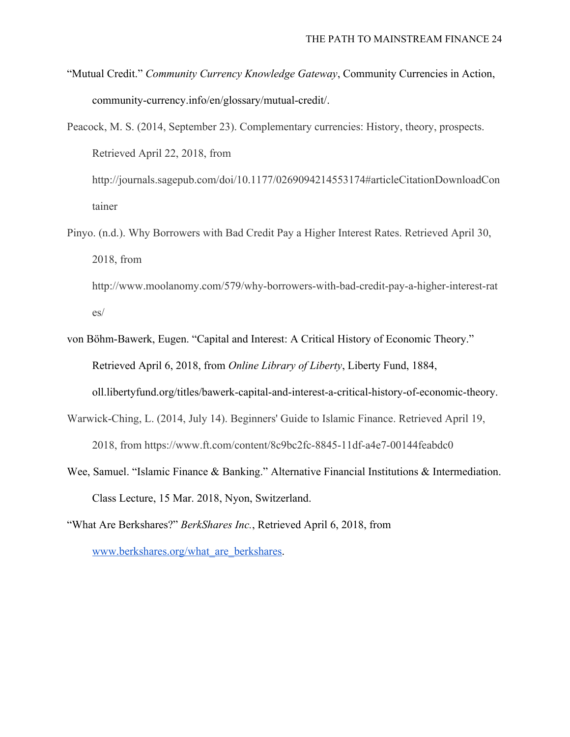“Mutual Credit.” *Community Currency Knowledge Gateway*, Community Currencies in Action, community-currency.info/en/glossary/mutual-credit/.

Peacock, M. S. (2014, September 23). Complementary currencies: History, theory, prospects. Retrieved April 22, 2018, from http://journals.sagepub.com/doi/10.1177/0269094214553174#articleCitationDownloadContainer

Pinyo. (n.d.). Why Borrowers with Bad Credit Pay a Higher Interest Rates. Retrieved April 30, 2018, from http://www.moolanomy.com/579/why-borrowers-with-bad-credit-pay-a-higher-interest-rates/

von Böhm-Bawerk, Eugen. “Capital and Interest: A Critical History of Economic Theory.” Retrieved April 6, 2018, from *Online Library of Liberty*, Liberty Fund, 1884, oll.libertyfund.org/titles/bawerk-capital-and-interest-a-critical-history-of-economic-theory.

Warwick-Ching, L. (2014, July 14). Beginners' Guide to Islamic Finance. Retrieved April 19, 2018, from https://www.ft.com/content/8c9bc2fc-8845-11df-a4e7-00144feabdc0

Wee, Samuel. “Islamic Finance & Banking.” Alternative Financial Institutions & Intermediation. Class Lecture, 15 Mar. 2018, Nyon, Switzerland.

“What Are Berkshares?” *BerkShares Inc.*, Retrieved April 6, 2018, from [www.berkshares.org/what_are_berkshares](www.berkshares.org/what_are_berkshares).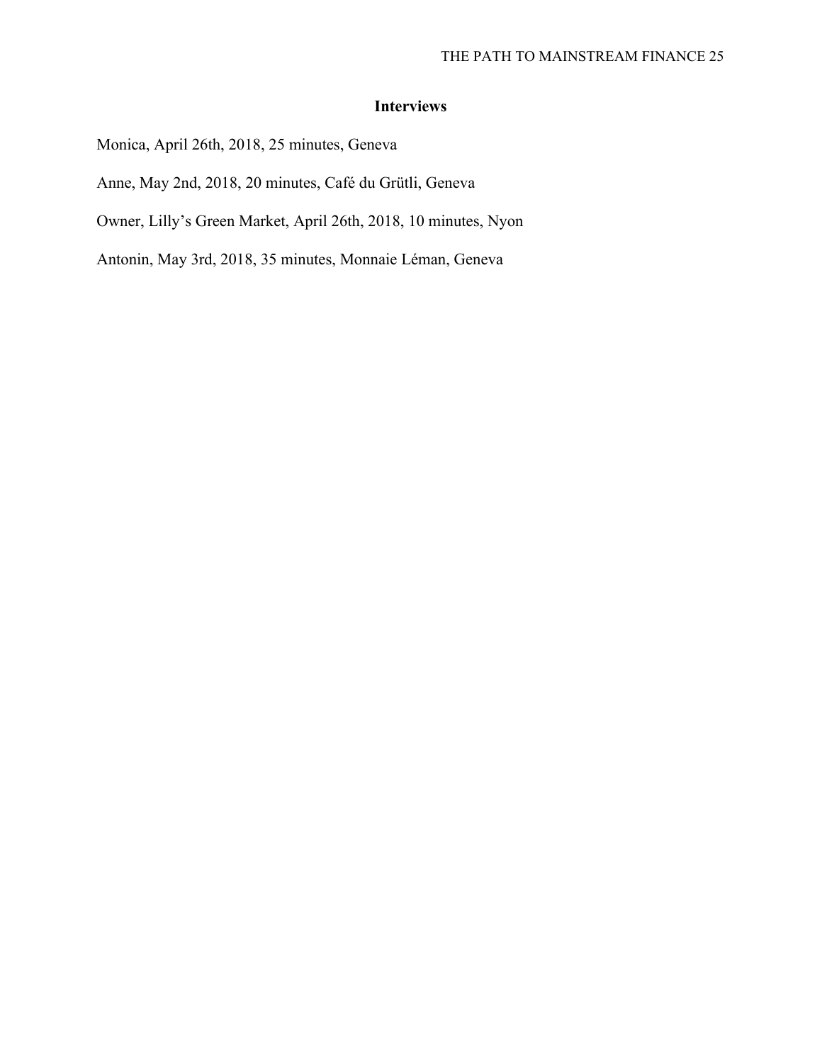## Interviews

Monica, April 26th, 2018, 25 minutes, Geneva

Anne, May 2nd, 2018, 20 minutes, Café du Grütli, Geneva

Owner, Lilly's Green Market, April 26th, 2018, 10 minutes, Nyon

Antonin, May 3rd, 2018, 35 minutes, Monnaie Léman, Geneva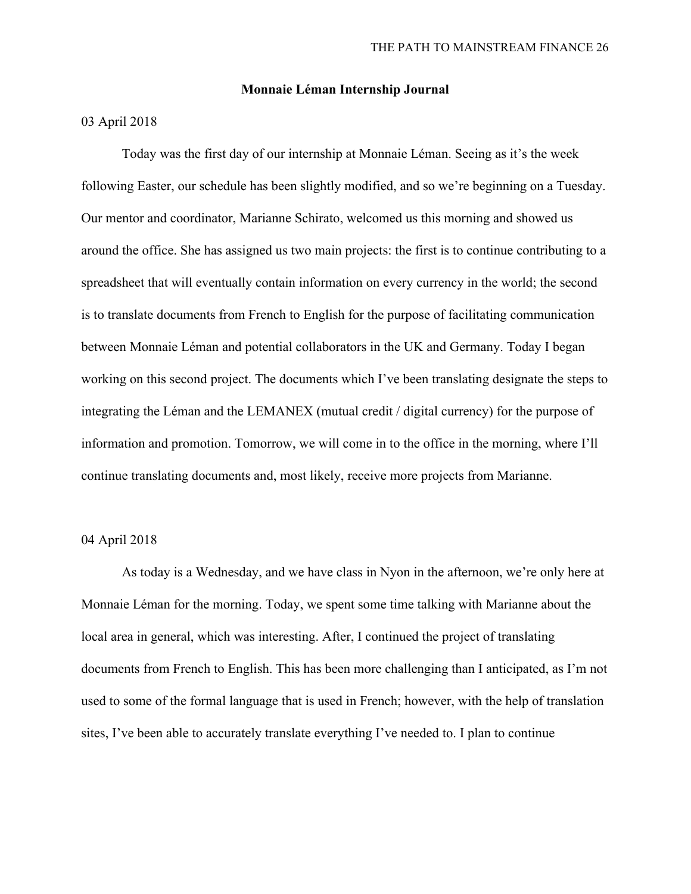## Monnaie Léman Internship Journal

03 April 2018

Today was the first day of our internship at Monnaie Léman. Seeing as it's the week following Easter, our schedule has been slightly modified, and so we're beginning on a Tuesday. Our mentor and coordinator, Marianne Schirato, welcomed us this morning and showed us around the office. She has assigned us two main projects: the first is to continue contributing to a spreadsheet that will eventually contain information on every currency in the world; the second is to translate documents from French to English for the purpose of facilitating communication between Monnaie Léman and potential collaborators in the UK and Germany. Today I began working on this second project. The documents which I've been translating designate the steps to integrating the Léman and the LEMANEX (mutual credit / digital currency) for the purpose of information and promotion. Tomorrow, we will come in to the office in the morning, where I'll continue translating documents and, most likely, receive more projects from Marianne.

04 April 2018

As today is a Wednesday, and we have class in Nyon in the afternoon, we're only here at Monnaie Léman for the morning. Today, we spent some time talking with Marianne about the local area in general, which was interesting. After, I continued the project of translating documents from French to English. This has been more challenging than I anticipated, as I'm not used to some of the formal language that is used in French; however, with the help of translation sites, I've been able to accurately translate everything I've needed to. I plan to continue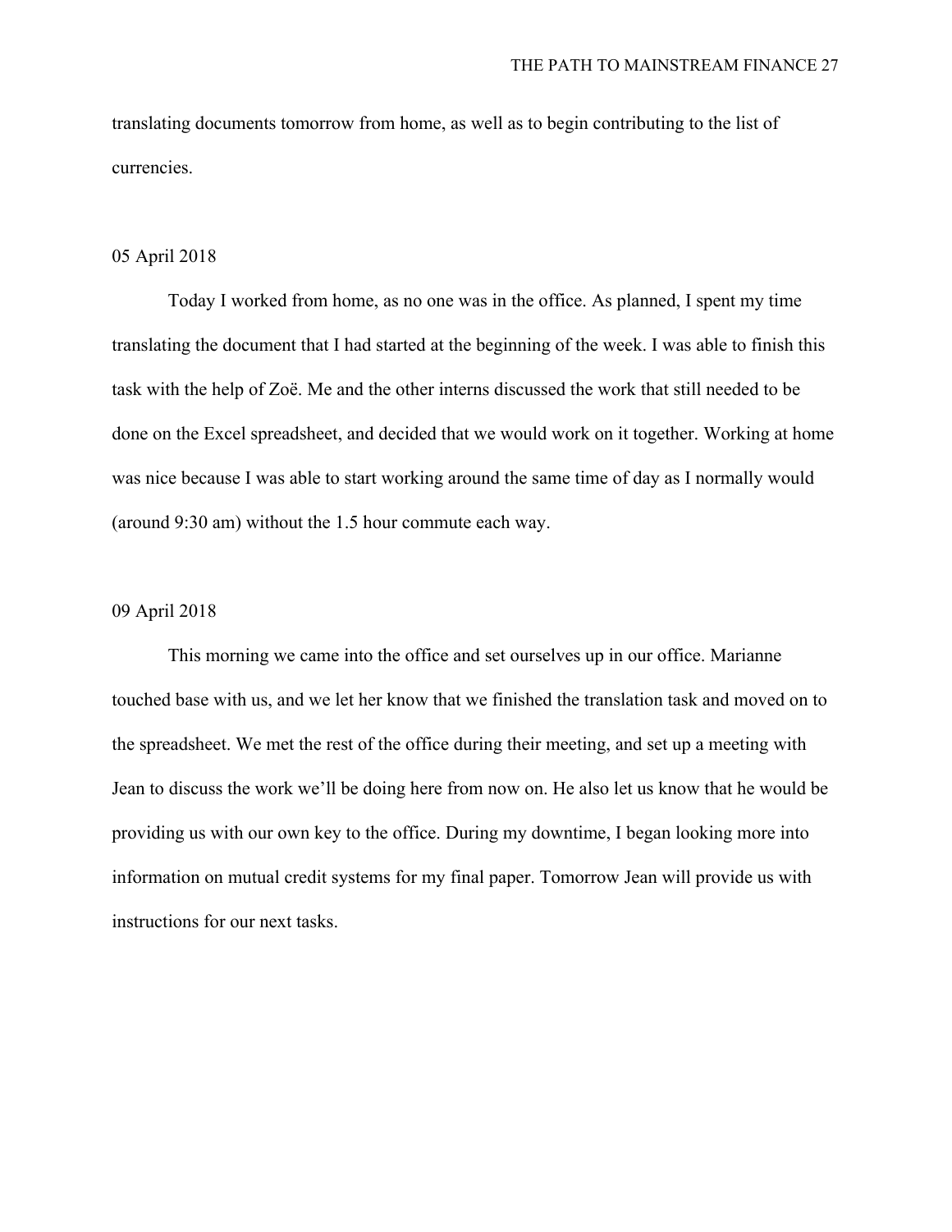translating documents tomorrow from home, as well as to begin contributing to the list of currencies.

05 April 2018

Today I worked from home, as no one was in the office. As planned, I spent my time translating the document that I had started at the beginning of the week. I was able to finish this task with the help of Zoë. Me and the other interns discussed the work that still needed to be done on the Excel spreadsheet, and decided that we would work on it together. Working at home was nice because I was able to start working around the same time of day as I normally would (around 9:30 am) without the 1.5 hour commute each way.

09 April 2018

This morning we came into the office and set ourselves up in our office. Marianne touched base with us, and we let her know that we finished the translation task and moved on to the spreadsheet. We met the rest of the office during their meeting, and set up a meeting with Jean to discuss the work we'll be doing here from now on. He also let us know that he would be providing us with our own key to the office. During my downtime, I began looking more into information on mutual credit systems for my final paper. Tomorrow Jean will provide us with instructions for our next tasks.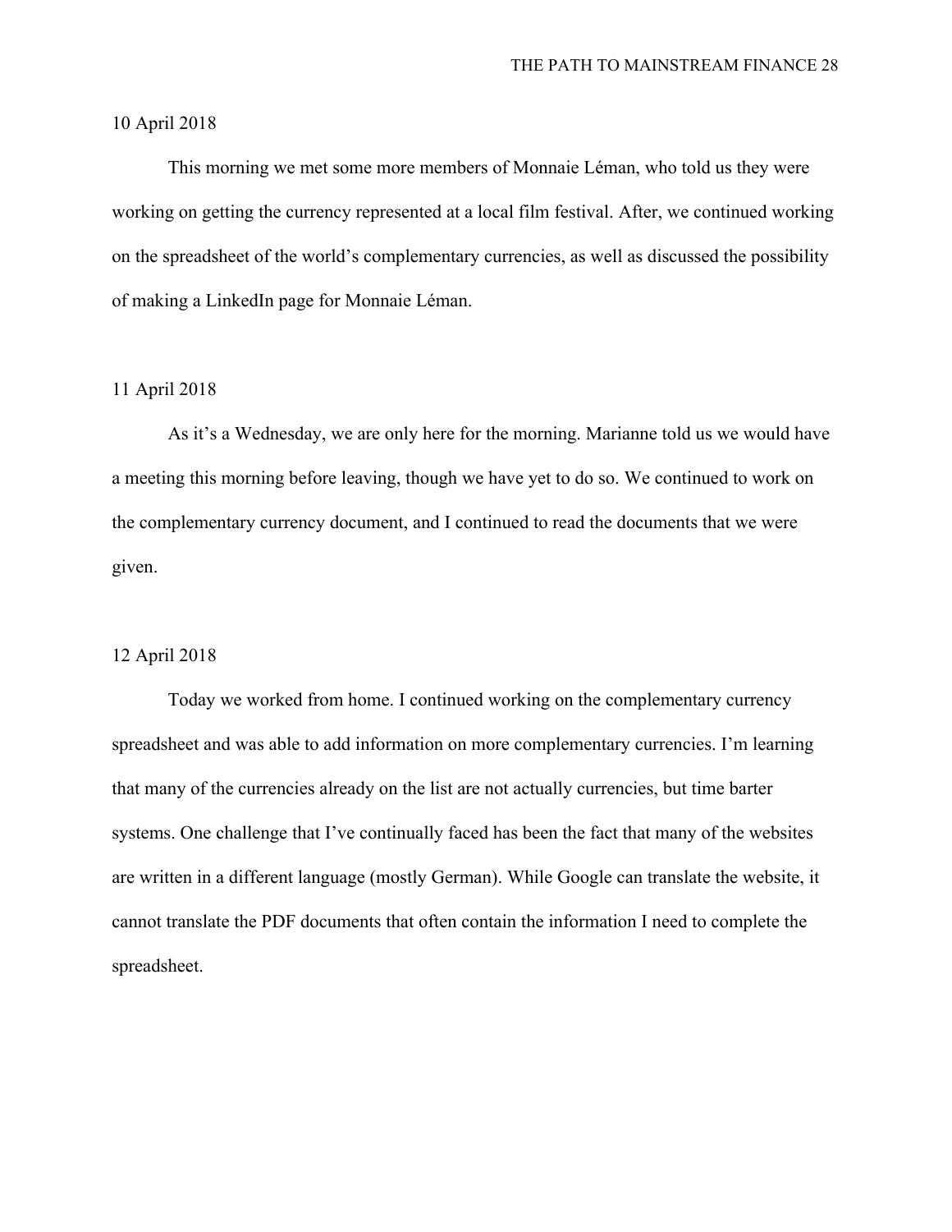10 April 2018

This morning we met some more members of Monnaie Léman, who told us they were working on getting the currency represented at a local film festival. After, we continued working on the spreadsheet of the world's complementary currencies, as well as discussed the possibility of making a LinkedIn page for Monnaie Léman.

11 April 2018

As it's a Wednesday, we are only here for the morning. Marianne told us we would have a meeting this morning before leaving, though we have yet to do so. We continued to work on the complementary currency document, and I continued to read the documents that we were given.

12 April 2018

Today we worked from home. I continued working on the complementary currency spreadsheet and was able to add information on more complementary currencies. I'm learning that many of the currencies already on the list are not actually currencies, but time barter systems. One challenge that I've continually faced has been the fact that many of the websites are written in a different language (mostly German). While Google can translate the website, it cannot translate the PDF documents that often contain the information I need to complete the spreadsheet.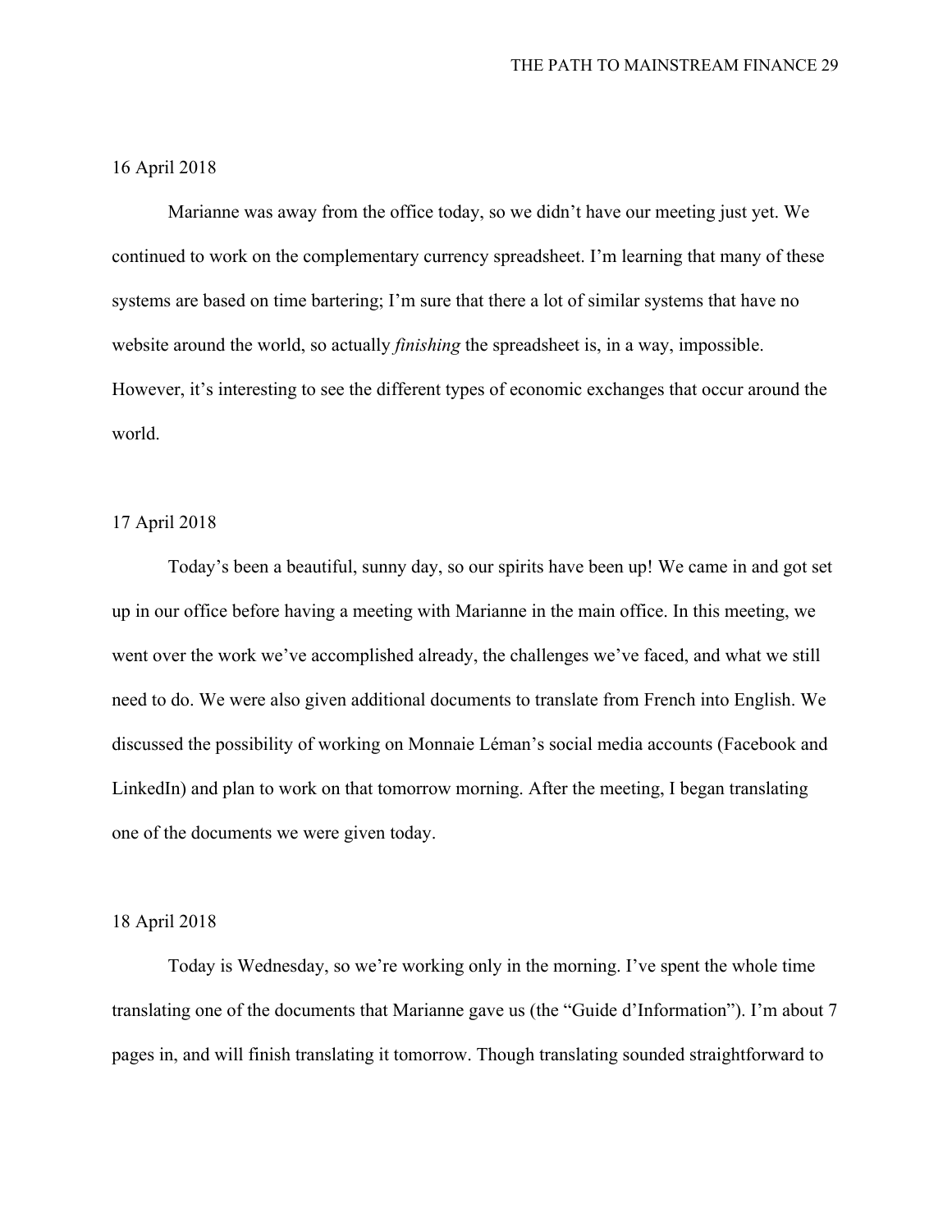16 April 2018

Marianne was away from the office today, so we didn't have our meeting just yet. We continued to work on the complementary currency spreadsheet. I'm learning that many of these systems are based on time bartering; I'm sure that there a lot of similar systems that have no website around the world, so actually *finishing* the spreadsheet is, in a way, impossible. However, it's interesting to see the different types of economic exchanges that occur around the world.

17 April 2018

Today's been a beautiful, sunny day, so our spirits have been up! We came in and got set up in our office before having a meeting with Marianne in the main office. In this meeting, we went over the work we've accomplished already, the challenges we've faced, and what we still need to do. We were also given additional documents to translate from French into English. We discussed the possibility of working on Monnaie Léman's social media accounts (Facebook and LinkedIn) and plan to work on that tomorrow morning. After the meeting, I began translating one of the documents we were given today.

18 April 2018

Today is Wednesday, so we're working only in the morning. I've spent the whole time translating one of the documents that Marianne gave us (the "Guide d'Information"). I'm about 7 pages in, and will finish translating it tomorrow. Though translating sounded straightforward to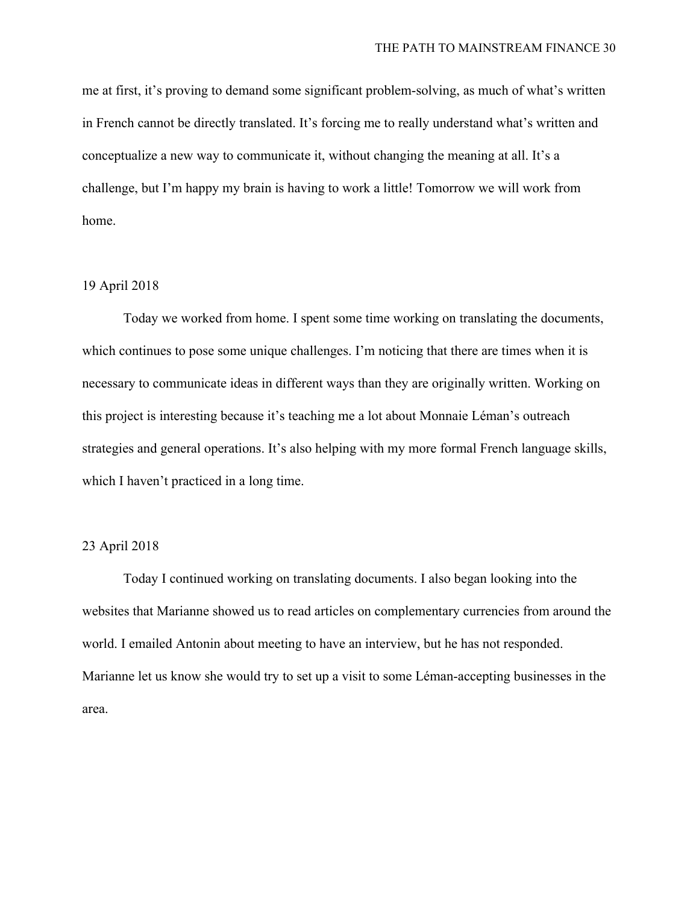me at first, it's proving to demand some significant problem-solving, as much of what's written in French cannot be directly translated. It's forcing me to really understand what's written and conceptualize a new way to communicate it, without changing the meaning at all. It's a challenge, but I'm happy my brain is having to work a little! Tomorrow we will work from home.

19 April 2018

Today we worked from home. I spent some time working on translating the documents, which continues to pose some unique challenges. I'm noticing that there are times when it is necessary to communicate ideas in different ways than they are originally written. Working on this project is interesting because it's teaching me a lot about Monnaie Léman's outreach strategies and general operations. It's also helping with my more formal French language skills, which I haven't practiced in a long time.

23 April 2018

Today I continued working on translating documents. I also began looking into the websites that Marianne showed us to read articles on complementary currencies from around the world. I emailed Antonin about meeting to have an interview, but he has not responded. Marianne let us know she would try to set up a visit to some Léman-accepting businesses in the area.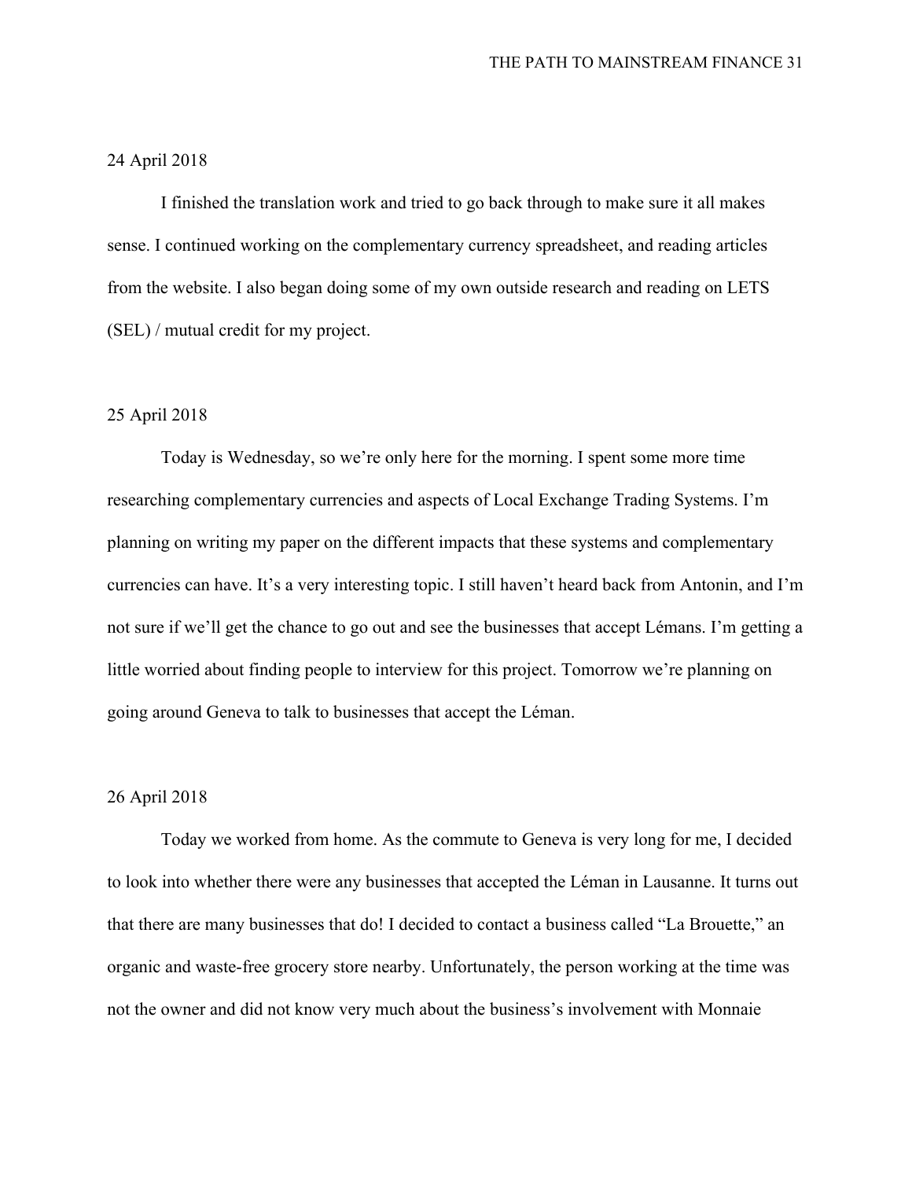24 April 2018

I finished the translation work and tried to go back through to make sure it all makes sense. I continued working on the complementary currency spreadsheet, and reading articles from the website. I also began doing some of my own outside research and reading on LETS (SEL) / mutual credit for my project.

25 April 2018

Today is Wednesday, so we're only here for the morning. I spent some more time researching complementary currencies and aspects of Local Exchange Trading Systems. I'm planning on writing my paper on the different impacts that these systems and complementary currencies can have. It's a very interesting topic. I still haven't heard back from Antonin, and I'm not sure if we'll get the chance to go out and see the businesses that accept Lémans. I'm getting a little worried about finding people to interview for this project. Tomorrow we're planning on going around Geneva to talk to businesses that accept the Léman.

26 April 2018

Today we worked from home. As the commute to Geneva is very long for me, I decided to look into whether there were any businesses that accepted the Léman in Lausanne. It turns out that there are many businesses that do! I decided to contact a business called "La Brouette," an organic and waste-free grocery store nearby. Unfortunately, the person working at the time was not the owner and did not know very much about the business's involvement with Monnaie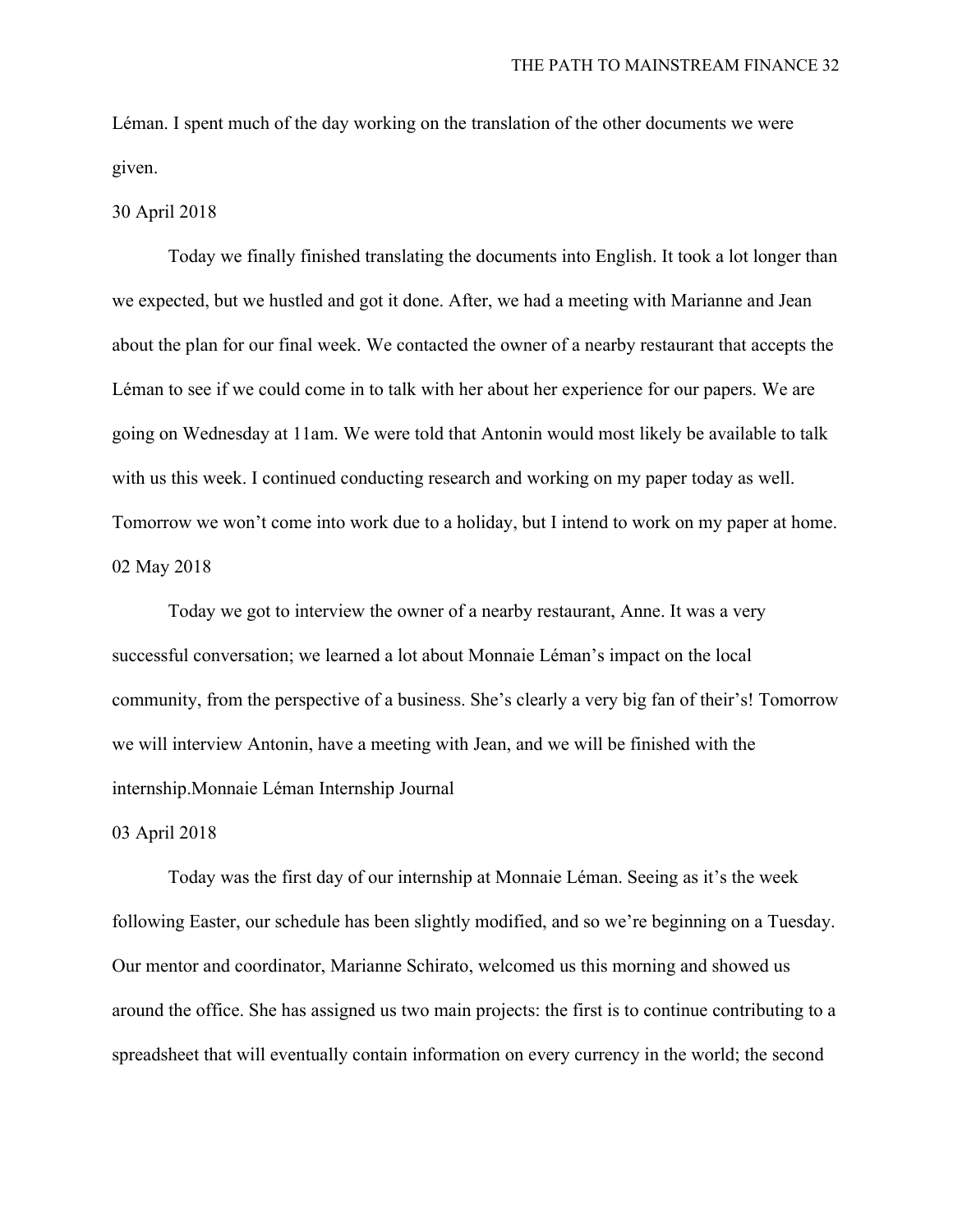Léman. I spent much of the day working on the translation of the other documents we were given.

30 April 2018

Today we finally finished translating the documents into English. It took a lot longer than we expected, but we hustled and got it done. After, we had a meeting with Marianne and Jean about the plan for our final week. We contacted the owner of a nearby restaurant that accepts the Léman to see if we could come in to talk with her about her experience for our papers. We are going on Wednesday at 11am. We were told that Antonin would most likely be available to talk with us this week. I continued conducting research and working on my paper today as well. Tomorrow we won't come into work due to a holiday, but I intend to work on my paper at home.

02 May 2018

Today we got to interview the owner of a nearby restaurant, Anne. It was a very successful conversation; we learned a lot about Monnaie Léman's impact on the local community, from the perspective of a business. She's clearly a very big fan of their's! Tomorrow we will interview Antonin, have a meeting with Jean, and we will be finished with the internship.Monnaie Léman Internship Journal

03 April 2018

Today was the first day of our internship at Monnaie Léman. Seeing as it's the week following Easter, our schedule has been slightly modified, and so we're beginning on a Tuesday. Our mentor and coordinator, Marianne Schirato, welcomed us this morning and showed us around the office. She has assigned us two main projects: the first is to continue contributing to a spreadsheet that will eventually contain information on every currency in the world; the second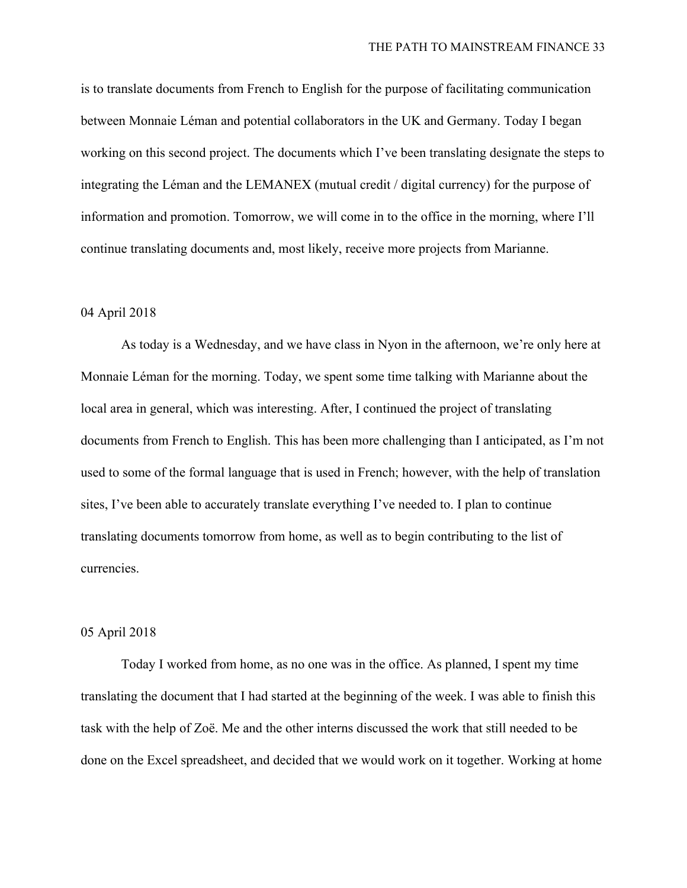is to translate documents from French to English for the purpose of facilitating communication between Monnaie Léman and potential collaborators in the UK and Germany. Today I began working on this second project. The documents which I've been translating designate the steps to integrating the Léman and the LEMANEX (mutual credit / digital currency) for the purpose of information and promotion. Tomorrow, we will come in to the office in the morning, where I'll continue translating documents and, most likely, receive more projects from Marianne.

04 April 2018

As today is a Wednesday, and we have class in Nyon in the afternoon, we're only here at Monnaie Léman for the morning. Today, we spent some time talking with Marianne about the local area in general, which was interesting. After, I continued the project of translating documents from French to English. This has been more challenging than I anticipated, as I'm not used to some of the formal language that is used in French; however, with the help of translation sites, I've been able to accurately translate everything I've needed to. I plan to continue translating documents tomorrow from home, as well as to begin contributing to the list of currencies.

05 April 2018

Today I worked from home, as no one was in the office. As planned, I spent my time translating the document that I had started at the beginning of the week. I was able to finish this task with the help of Zoë. Me and the other interns discussed the work that still needed to be done on the Excel spreadsheet, and decided that we would work on it together. Working at home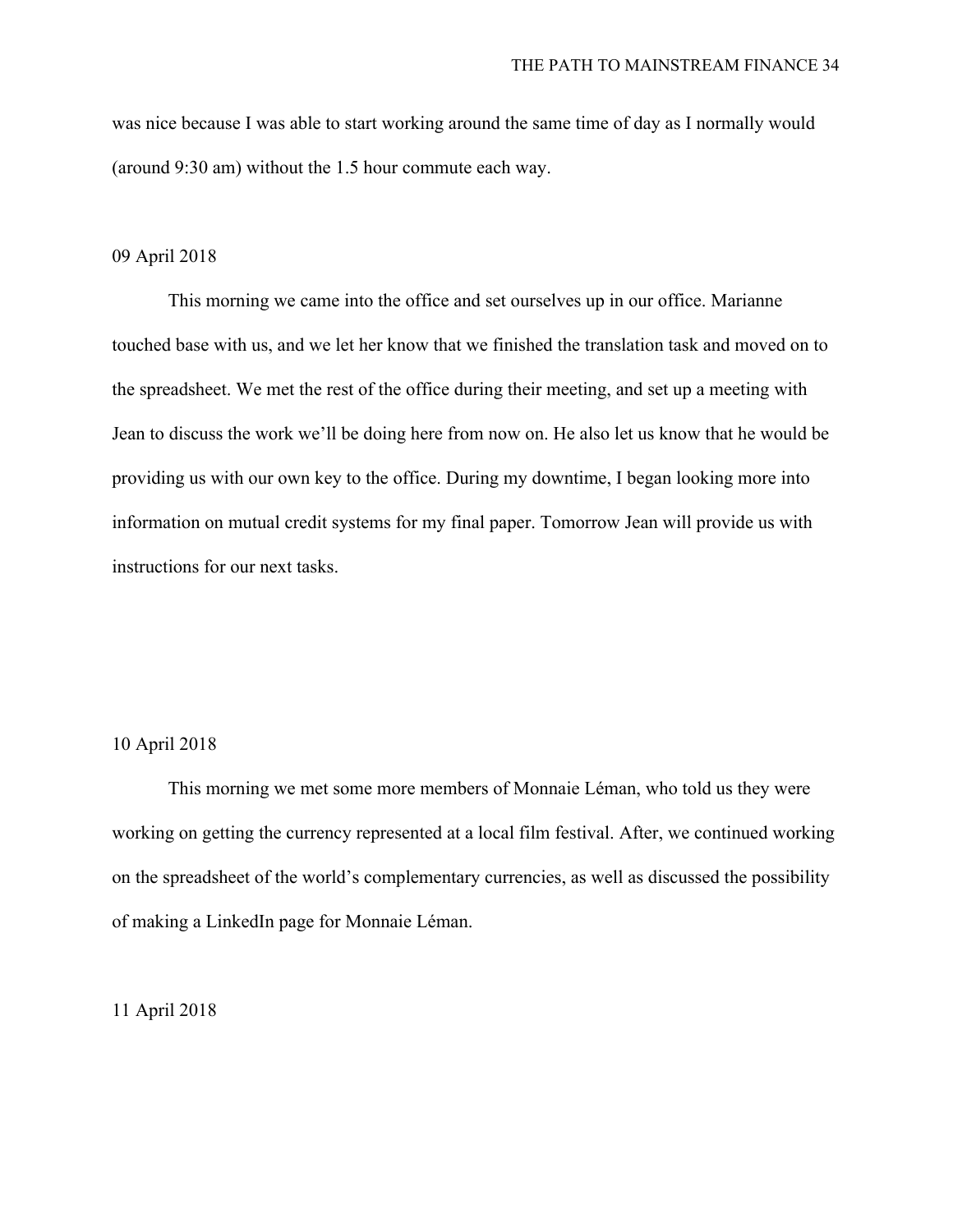was nice because I was able to start working around the same time of day as I normally would (around 9:30 am) without the 1.5 hour commute each way.

09 April 2018

This morning we came into the office and set ourselves up in our office. Marianne touched base with us, and we let her know that we finished the translation task and moved on to the spreadsheet. We met the rest of the office during their meeting, and set up a meeting with Jean to discuss the work we'll be doing here from now on. He also let us know that he would be providing us with our own key to the office. During my downtime, I began looking more into information on mutual credit systems for my final paper. Tomorrow Jean will provide us with instructions for our next tasks.

10 April 2018

This morning we met some more members of Monnaie Léman, who told us they were working on getting the currency represented at a local film festival. After, we continued working on the spreadsheet of the world's complementary currencies, as well as discussed the possibility of making a LinkedIn page for Monnaie Léman.

11 April 2018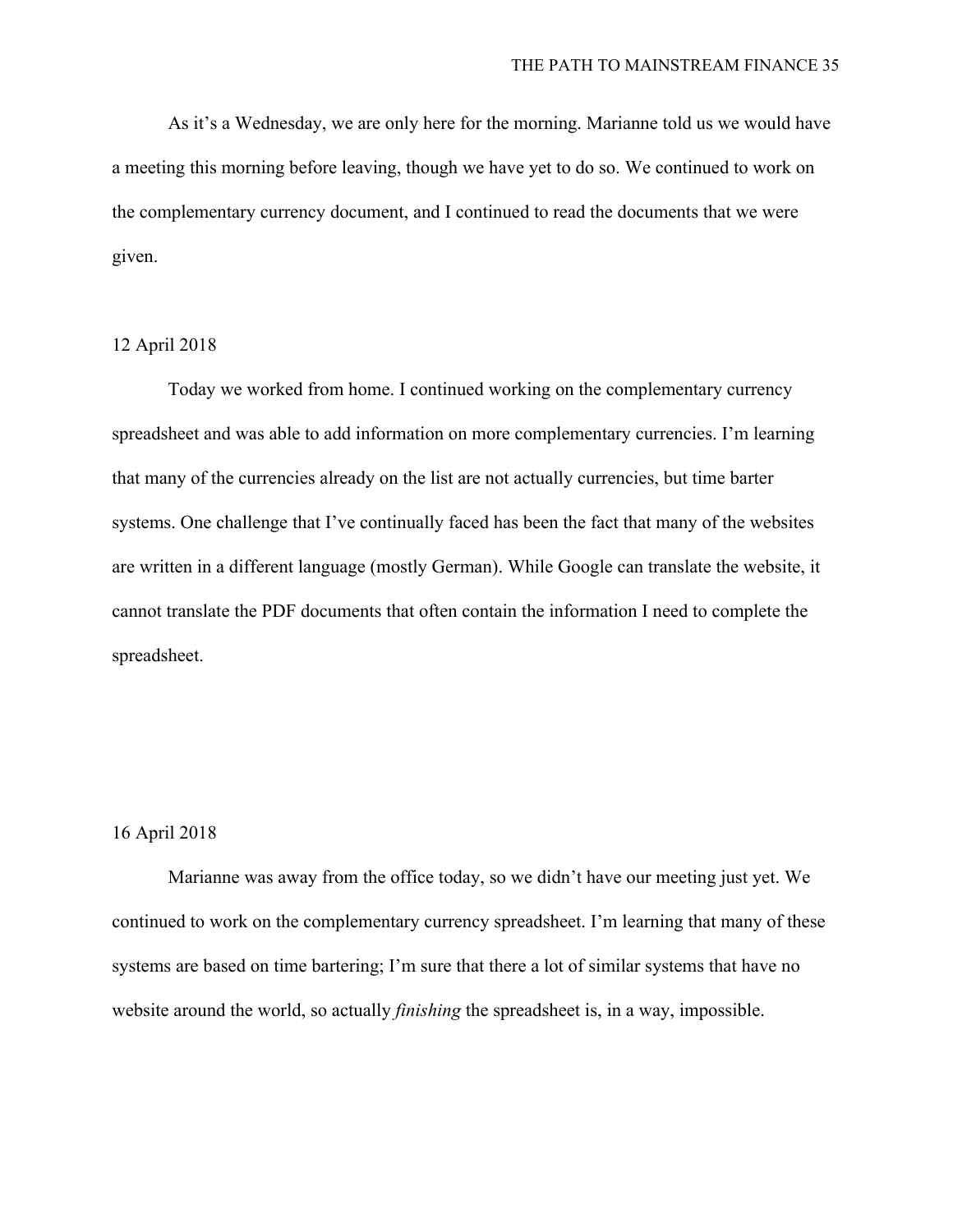As it's a Wednesday, we are only here for the morning. Marianne told us we would have a meeting this morning before leaving, though we have yet to do so. We continued to work on the complementary currency document, and I continued to read the documents that we were given.

12 April 2018

Today we worked from home. I continued working on the complementary currency spreadsheet and was able to add information on more complementary currencies. I'm learning that many of the currencies already on the list are not actually currencies, but time barter systems. One challenge that I've continually faced has been the fact that many of the websites are written in a different language (mostly German). While Google can translate the website, it cannot translate the PDF documents that often contain the information I need to complete the spreadsheet.

16 April 2018

Marianne was away from the office today, so we didn't have our meeting just yet. We continued to work on the complementary currency spreadsheet. I'm learning that many of these systems are based on time bartering; I'm sure that there a lot of similar systems that have no website around the world, so actually *finishing* the spreadsheet is, in a way, impossible.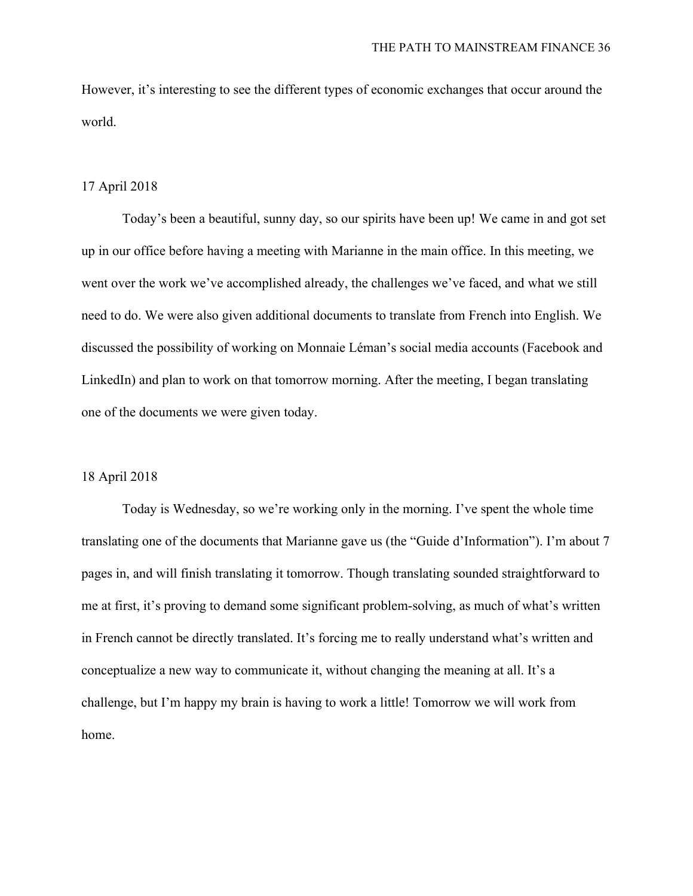However, it's interesting to see the different types of economic exchanges that occur around the world.

17 April 2018

Today's been a beautiful, sunny day, so our spirits have been up! We came in and got set up in our office before having a meeting with Marianne in the main office. In this meeting, we went over the work we've accomplished already, the challenges we've faced, and what we still need to do. We were also given additional documents to translate from French into English. We discussed the possibility of working on Monnaie Léman's social media accounts (Facebook and LinkedIn) and plan to work on that tomorrow morning. After the meeting, I began translating one of the documents we were given today.

18 April 2018

Today is Wednesday, so we're working only in the morning. I've spent the whole time translating one of the documents that Marianne gave us (the "Guide d'Information"). I'm about 7 pages in, and will finish translating it tomorrow. Though translating sounded straightforward to me at first, it's proving to demand some significant problem-solving, as much of what's written in French cannot be directly translated. It's forcing me to really understand what's written and conceptualize a new way to communicate it, without changing the meaning at all. It's a challenge, but I'm happy my brain is having to work a little! Tomorrow we will work from home.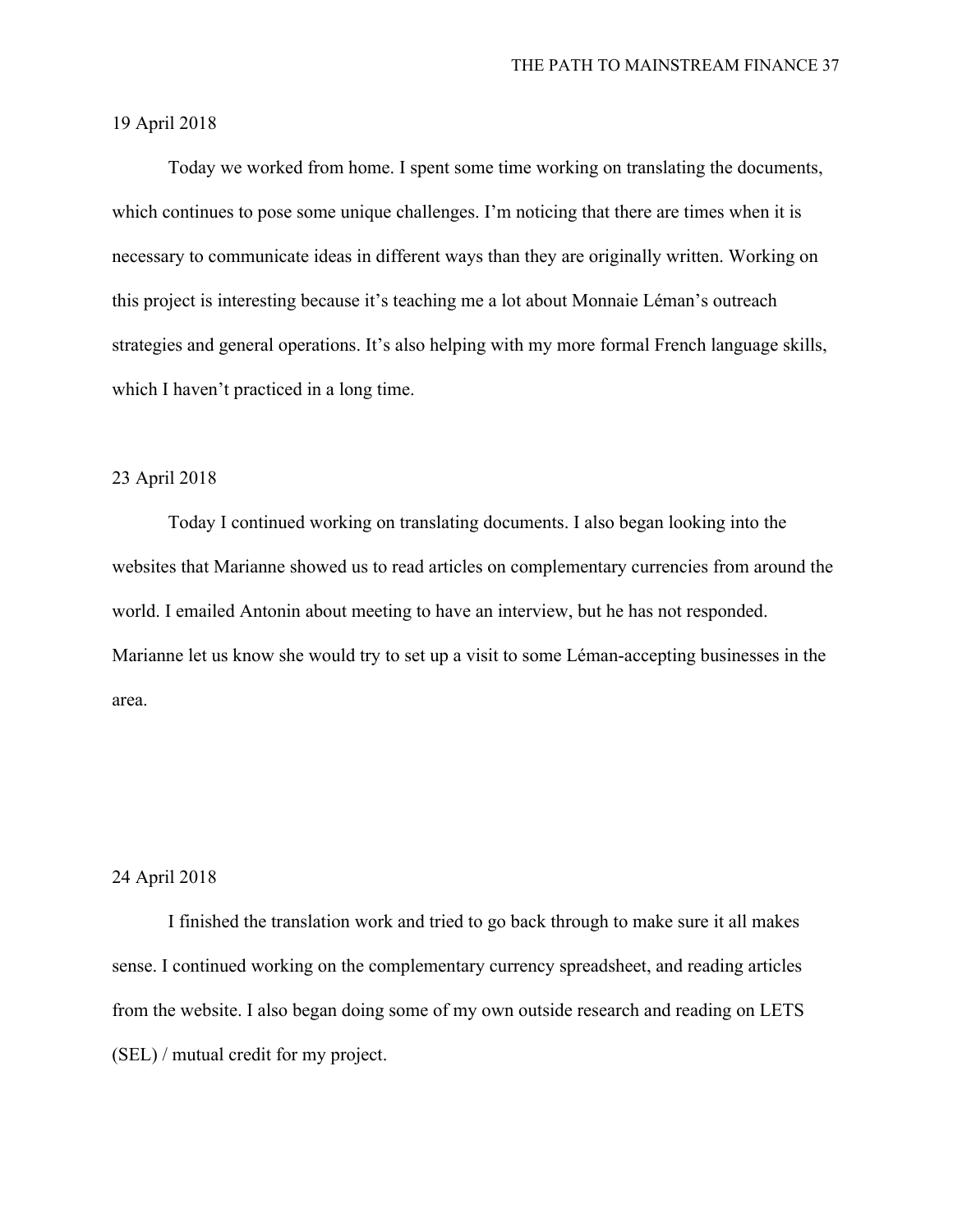19 April 2018

Today we worked from home. I spent some time working on translating the documents, which continues to pose some unique challenges. I'm noticing that there are times when it is necessary to communicate ideas in different ways than they are originally written. Working on this project is interesting because it's teaching me a lot about Monnaie Léman's outreach strategies and general operations. It's also helping with my more formal French language skills, which I haven't practiced in a long time.

23 April 2018

Today I continued working on translating documents. I also began looking into the websites that Marianne showed us to read articles on complementary currencies from around the world. I emailed Antonin about meeting to have an interview, but he has not responded. Marianne let us know she would try to set up a visit to some Léman-accepting businesses in the area.

24 April 2018

I finished the translation work and tried to go back through to make sure it all makes sense. I continued working on the complementary currency spreadsheet, and reading articles from the website. I also began doing some of my own outside research and reading on LETS (SEL) / mutual credit for my project.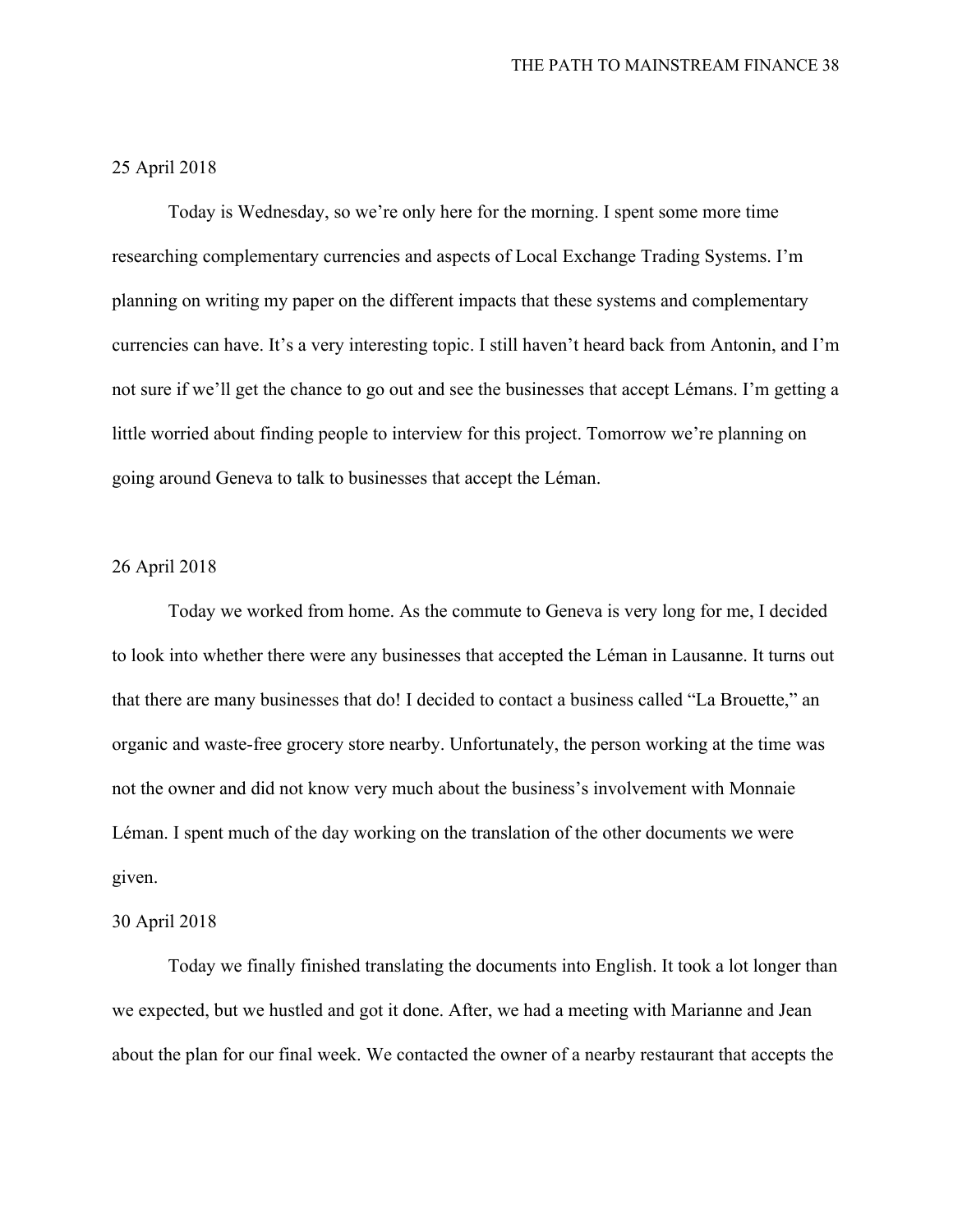25 April 2018

Today is Wednesday, so we're only here for the morning. I spent some more time researching complementary currencies and aspects of Local Exchange Trading Systems. I'm planning on writing my paper on the different impacts that these systems and complementary currencies can have. It's a very interesting topic. I still haven't heard back from Antonin, and I'm not sure if we'll get the chance to go out and see the businesses that accept Lémans. I'm getting a little worried about finding people to interview for this project. Tomorrow we're planning on going around Geneva to talk to businesses that accept the Léman.

26 April 2018

Today we worked from home. As the commute to Geneva is very long for me, I decided to look into whether there were any businesses that accepted the Léman in Lausanne. It turns out that there are many businesses that do! I decided to contact a business called "La Brouette," an organic and waste-free grocery store nearby. Unfortunately, the person working at the time was not the owner and did not know very much about the business's involvement with Monnaie Léman. I spent much of the day working on the translation of the other documents we were given.

30 April 2018

Today we finally finished translating the documents into English. It took a lot longer than we expected, but we hustled and got it done. After, we had a meeting with Marianne and Jean about the plan for our final week. We contacted the owner of a nearby restaurant that accepts the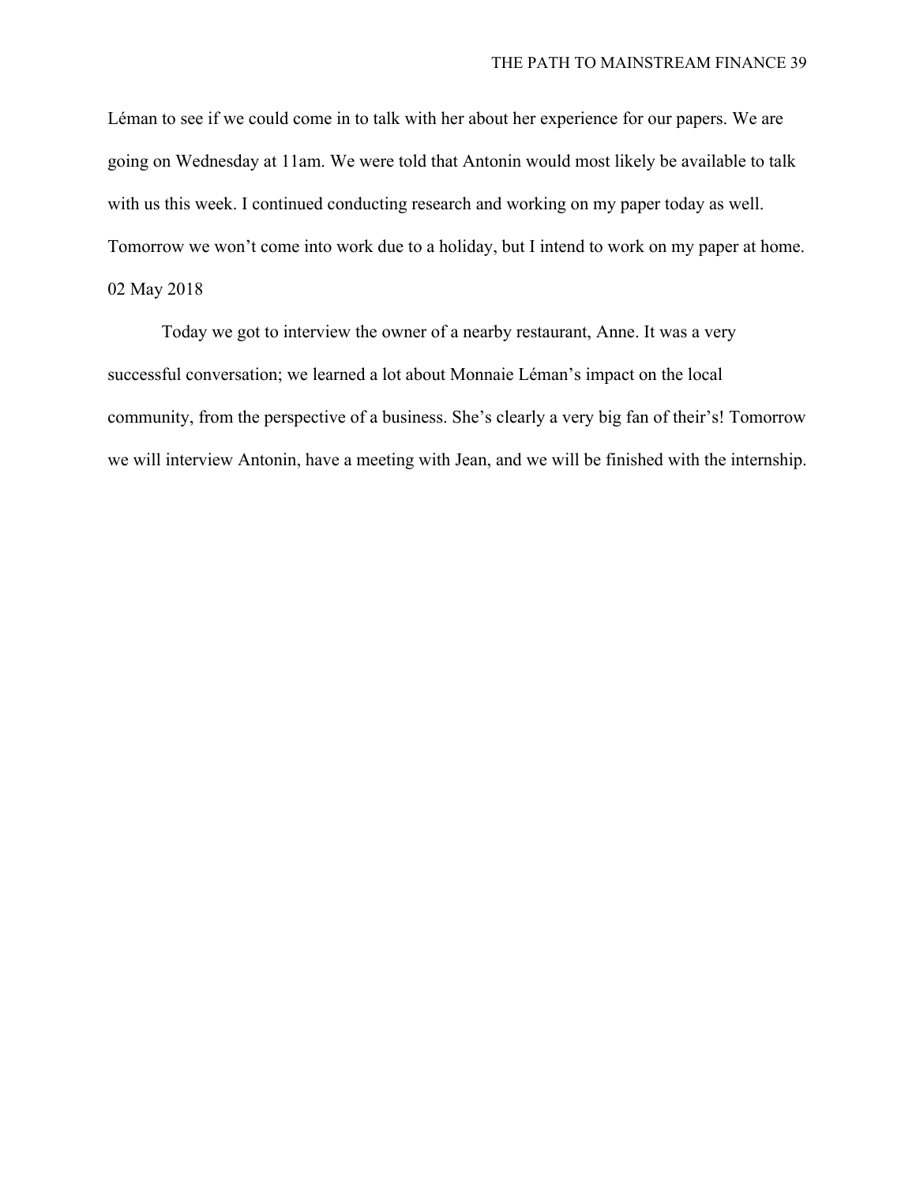Léman to see if we could come in to talk with her about her experience for our papers. We are going on Wednesday at 11am. We were told that Antonin would most likely be available to talk with us this week. I continued conducting research and working on my paper today as well. Tomorrow we won't come into work due to a holiday, but I intend to work on my paper at home.

02 May 2018

Today we got to interview the owner of a nearby restaurant, Anne. It was a very successful conversation; we learned a lot about Monnaie Léman's impact on the local community, from the perspective of a business. She's clearly a very big fan of their's! Tomorrow we will interview Antonin, have a meeting with Jean, and we will be finished with the internship.